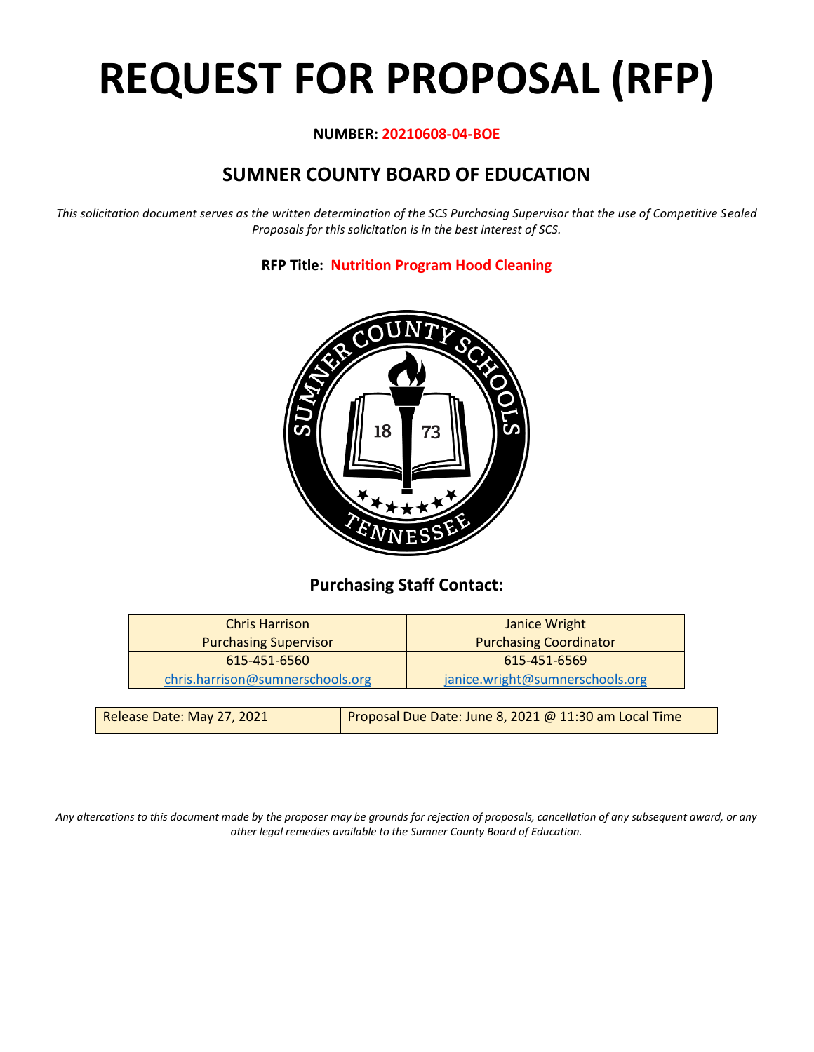# REQUEST FOR PROPOSAL (RFP)

**NUMBER: 20210608-04-BOE**

## SUMNER COUNTY BOARD OF EDUCATION

*This solicitation document serves as the written determination of the SCS Purchasing Supervisor that the use of Competitive Sealed Proposals for this solicitation is in the best interest of SCS.*

**RFP Title: Nutrition Program Hood Cleaning**

### Purchasing Staff Contact:

| Chris Harrison | Janice Wright |
|---|---|
| Purchasing Supervisor | Purchasing Coordinator |
| 615-451-6560 | 615-451-6569 |
| chris.harrison@sumnerschools.org | janice.wright@sumnerschools.org |

| Release Date: May 27, 2021 | Proposal Due Date: June 8, 2021 @ 11:30 am Local Time |
|---|---|

*Any altercations to this document made by the proposer may be grounds for rejection of proposals, cancellation of any subsequent award, or any other legal remedies available to the Sumner County Board of Education.*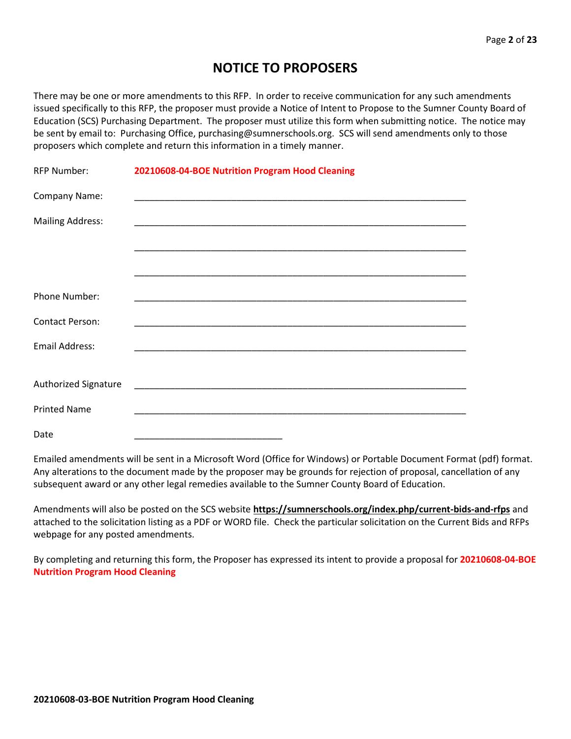# NOTICE TO PROPOSERS

There may be one or more amendments to this RFP. In order to receive communication for any such amendments issued specifically to this RFP, the proposer must provide a Notice of Intent to Propose to the Sumner County Board of Education (SCS) Purchasing Department. The proposer must utilize this form when submitting notice. The notice may be sent by email to: Purchasing Office, purchasing@sumnerschools.org. SCS will send amendments only to those proposers which complete and return this information in a timely manner.

RFP Number: **20210608-04-BOE Nutrition Program Hood Cleaning**

Company Name: ___________________________________________________________________

Mailing Address: ___________________________________________________________________

___________________________________________________________________

___________________________________________________________________

Phone Number: ___________________________________________________________________

Contact Person: ___________________________________________________________________

Email Address: ___________________________________________________________________

Authorized Signature ___________________________________________________________________

Printed Name ___________________________________________________________________

Date ______________________________

Emailed amendments will be sent in a Microsoft Word (Office for Windows) or Portable Document Format (pdf) format. Any alterations to the document made by the proposer may be grounds for rejection of proposal, cancellation of any subsequent award or any other legal remedies available to the Sumner County Board of Education.

Amendments will also be posted on the SCS website **https://sumnerschools.org/index.php/current-bids-and-rfps** and attached to the solicitation listing as a PDF or WORD file. Check the particular solicitation on the Current Bids and RFPs webpage for any posted amendments.

By completing and returning this form, the Proposer has expressed its intent to provide a proposal for **20210608-04-BOE Nutrition Program Hood Cleaning**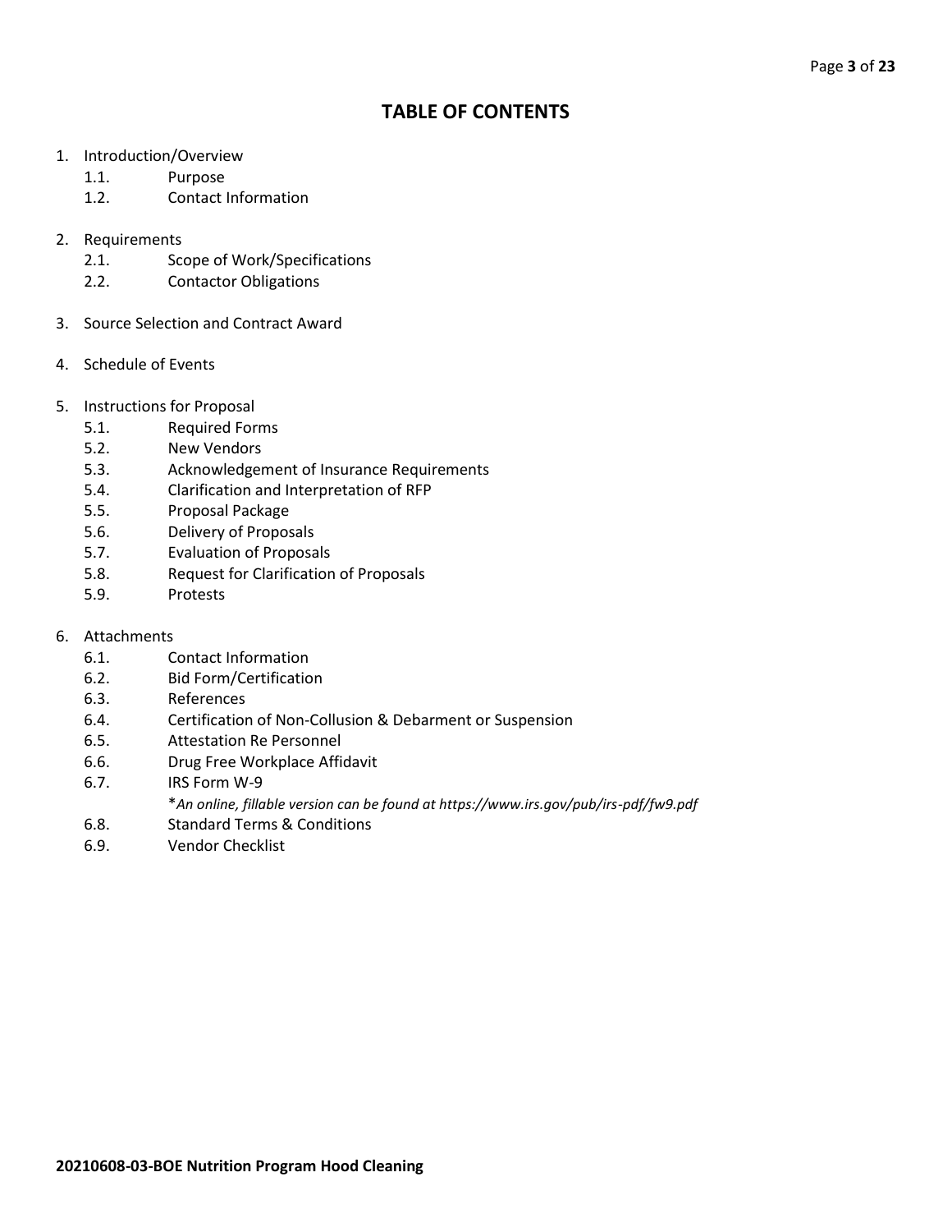# TABLE OF CONTENTS

1. Introduction/Overview
   - 1.1. Purpose
   - 1.2. Contact Information

2. Requirements
   - 2.1. Scope of Work/Specifications
   - 2.2. Contactor Obligations

3. Source Selection and Contract Award

4. Schedule of Events

5. Instructions for Proposal
   - 5.1. Required Forms
   - 5.2. New Vendors
   - 5.3. Acknowledgement of Insurance Requirements
   - 5.4. Clarification and Interpretation of RFP
   - 5.5. Proposal Package
   - 5.6. Delivery of Proposals
   - 5.7. Evaluation of Proposals
   - 5.8. Request for Clarification of Proposals
   - 5.9. Protests

6. Attachments
   - 6.1. Contact Information
   - 6.2. Bid Form/Certification
   - 6.3. References
   - 6.4. Certification of Non-Collusion & Debarment or Suspension
   - 6.5. Attestation Re Personnel
   - 6.6. Drug Free Workplace Affidavit
   - 6.7. IRS Form W-9
     *\*An online, fillable version can be found at https://www.irs.gov/pub/irs-pdf/fw9.pdf*
   - 6.8. Standard Terms & Conditions
   - 6.9. Vendor Checklist

**20210608-03-BOE Nutrition Program Hood Cleaning**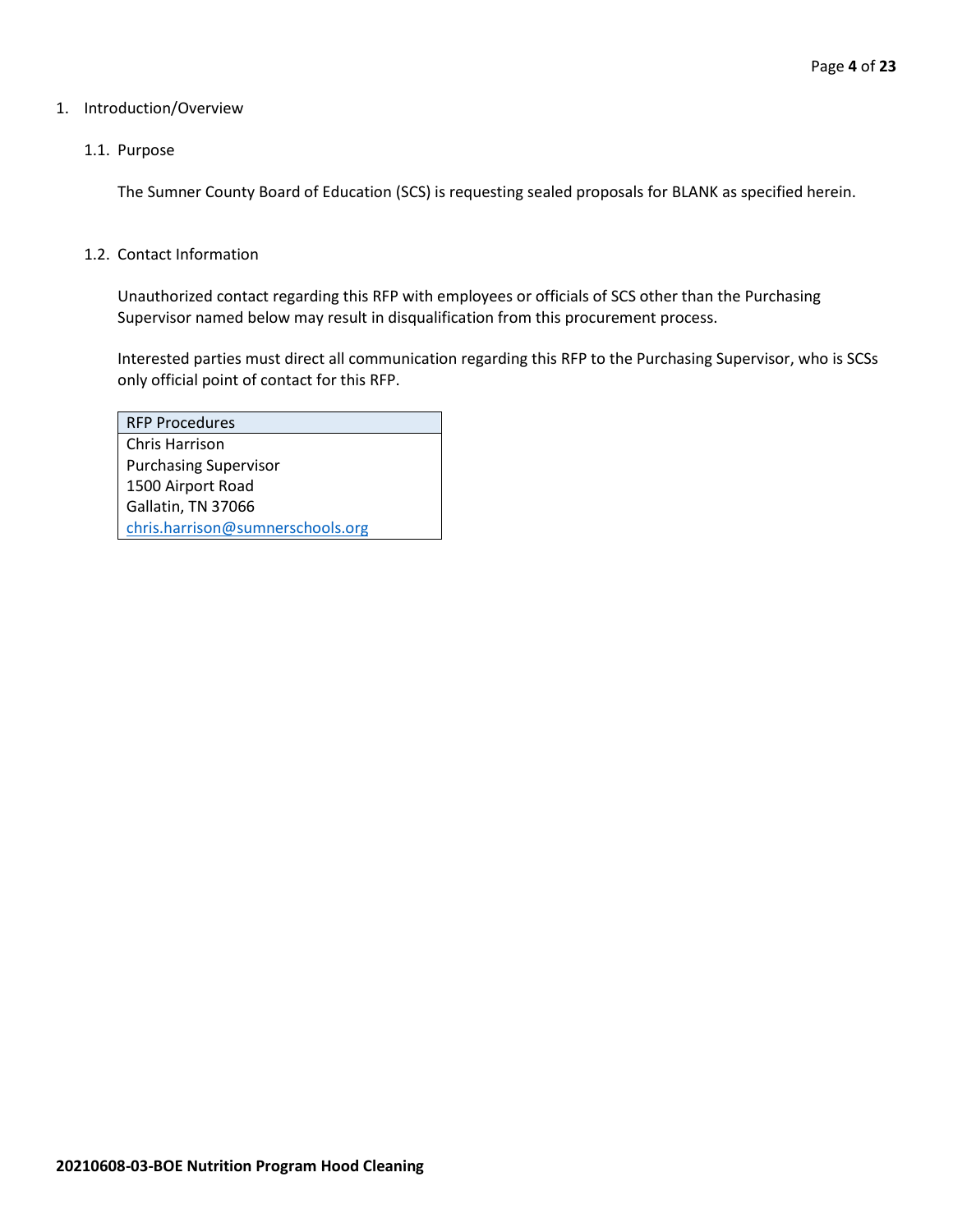1. Introduction/Overview

1.1. Purpose

The Sumner County Board of Education (SCS) is requesting sealed proposals for BLANK as specified herein.

1.2. Contact Information

Unauthorized contact regarding this RFP with employees or officials of SCS other than the Purchasing Supervisor named below may result in disqualification from this procurement process.

Interested parties must direct all communication regarding this RFP to the Purchasing Supervisor, who is SCSs only official point of contact for this RFP.

| RFP Procedures |
| --- |
| Chris Harrison<br>Purchasing Supervisor<br>1500 Airport Road<br>Gallatin, TN 37066<br>chris.harrison@sumnerschools.org |

**20210608-03-BOE Nutrition Program Hood Cleaning**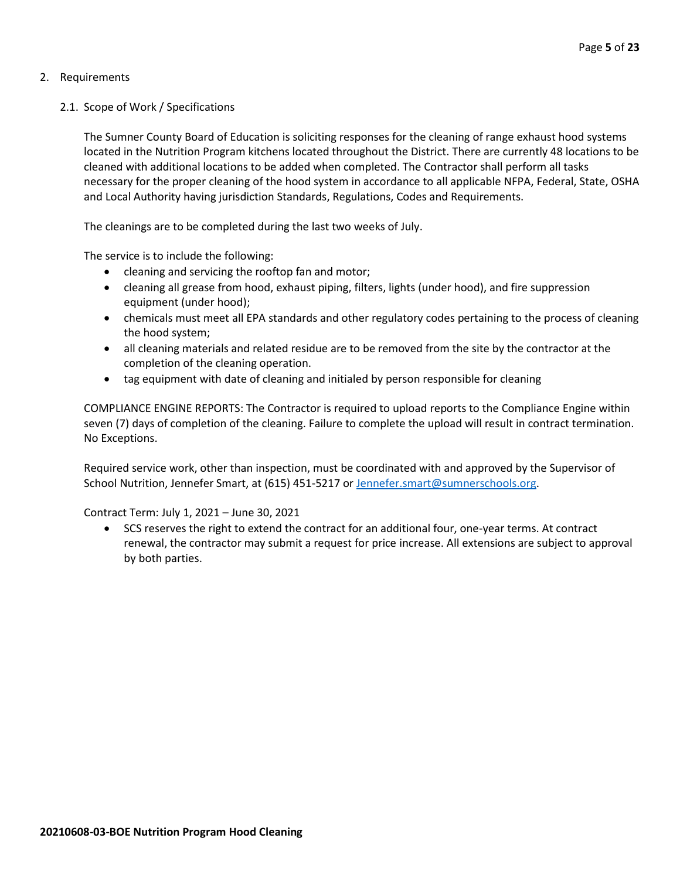## 2. Requirements

### 2.1. Scope of Work / Specifications

The Sumner County Board of Education is soliciting responses for the cleaning of range exhaust hood systems located in the Nutrition Program kitchens located throughout the District. There are currently 48 locations to be cleaned with additional locations to be added when completed. The Contractor shall perform all tasks necessary for the proper cleaning of the hood system in accordance to all applicable NFPA, Federal, State, OSHA and Local Authority having jurisdiction Standards, Regulations, Codes and Requirements.

The cleanings are to be completed during the last two weeks of July.

The service is to include the following:

- cleaning and servicing the rooftop fan and motor;
- cleaning all grease from hood, exhaust piping, filters, lights (under hood), and fire suppression equipment (under hood);
- chemicals must meet all EPA standards and other regulatory codes pertaining to the process of cleaning the hood system;
- all cleaning materials and related residue are to be removed from the site by the contractor at the completion of the cleaning operation.
- tag equipment with date of cleaning and initialed by person responsible for cleaning

COMPLIANCE ENGINE REPORTS: The Contractor is required to upload reports to the Compliance Engine within seven (7) days of completion of the cleaning. Failure to complete the upload will result in contract termination. No Exceptions.

Required service work, other than inspection, must be coordinated with and approved by the Supervisor of School Nutrition, Jennefer Smart, at (615) 451-5217 or [Jennefer.smart@sumnerschools.org](mailto:Jennefer.smart@sumnerschools.org).

Contract Term: July 1, 2021 – June 30, 2021

- SCS reserves the right to extend the contract for an additional four, one-year terms. At contract renewal, the contractor may submit a request for price increase. All extensions are subject to approval by both parties.

**20210608-03-BOE Nutrition Program Hood Cleaning**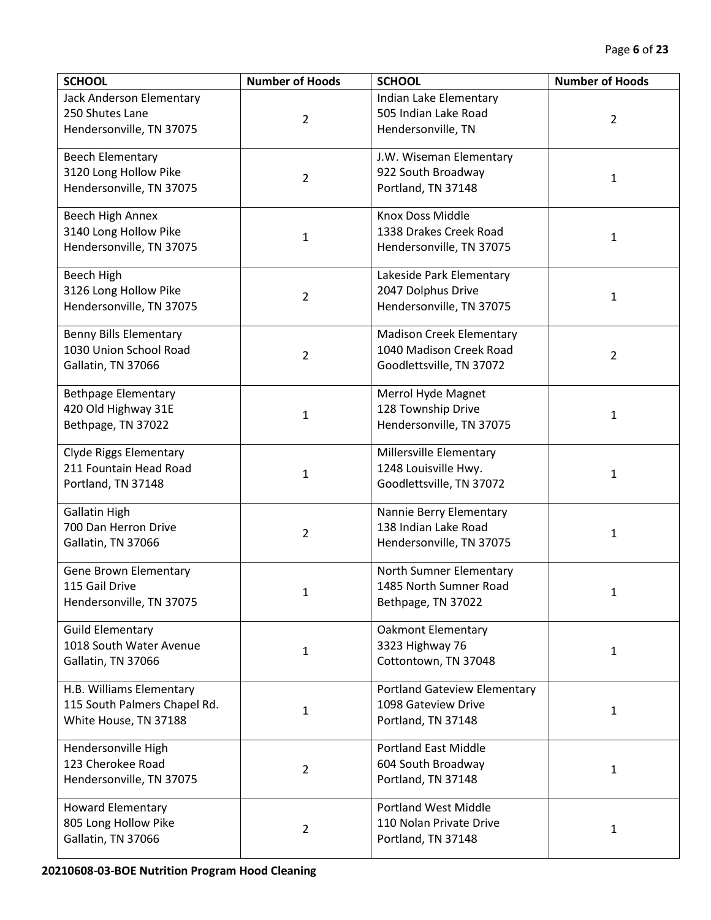| SCHOOL | Number of Hoods | SCHOOL | Number of Hoods |
|---|---|---|---|
| Jack Anderson Elementary<br>250 Shutes Lane<br>Hendersonville, TN 37075 | 2 | Indian Lake Elementary<br>505 Indian Lake Road<br>Hendersonville, TN | 2 |
| Beech Elementary<br>3120 Long Hollow Pike<br>Hendersonville, TN 37075 | 2 | J.W. Wiseman Elementary<br>922 South Broadway<br>Portland, TN 37148 | 1 |
| Beech High Annex<br>3140 Long Hollow Pike<br>Hendersonville, TN 37075 | 1 | Knox Doss Middle<br>1338 Drakes Creek Road<br>Hendersonville, TN 37075 | 1 |
| Beech High<br>3126 Long Hollow Pike<br>Hendersonville, TN 37075 | 2 | Lakeside Park Elementary<br>2047 Dolphus Drive<br>Hendersonville, TN 37075 | 1 |
| Benny Bills Elementary<br>1030 Union School Road<br>Gallatin, TN 37066 | 2 | Madison Creek Elementary<br>1040 Madison Creek Road<br>Goodlettsville, TN 37072 | 2 |
| Bethpage Elementary<br>420 Old Highway 31E<br>Bethpage, TN 37022 | 1 | Merrol Hyde Magnet<br>128 Township Drive<br>Hendersonville, TN 37075 | 1 |
| Clyde Riggs Elementary<br>211 Fountain Head Road<br>Portland, TN 37148 | 1 | Millersville Elementary<br>1248 Louisville Hwy.<br>Goodlettsville, TN 37072 | 1 |
| Gallatin High<br>700 Dan Herron Drive<br>Gallatin, TN 37066 | 2 | Nannie Berry Elementary<br>138 Indian Lake Road<br>Hendersonville, TN 37075 | 1 |
| Gene Brown Elementary<br>115 Gail Drive<br>Hendersonville, TN 37075 | 1 | North Sumner Elementary<br>1485 North Sumner Road<br>Bethpage, TN 37022 | 1 |
| Guild Elementary<br>1018 South Water Avenue<br>Gallatin, TN 37066 | 1 | Oakmont Elementary<br>3323 Highway 76<br>Cottontown, TN 37048 | 1 |
| H.B. Williams Elementary<br>115 South Palmers Chapel Rd.<br>White House, TN 37188 | 1 | Portland Gateview Elementary<br>1098 Gateview Drive<br>Portland, TN 37148 | 1 |
| Hendersonville High<br>123 Cherokee Road<br>Hendersonville, TN 37075 | 2 | Portland East Middle<br>604 South Broadway<br>Portland, TN 37148 | 1 |
| Howard Elementary<br>805 Long Hollow Pike<br>Gallatin, TN 37066 | 2 | Portland West Middle<br>110 Nolan Private Drive<br>Portland, TN 37148 | 1 |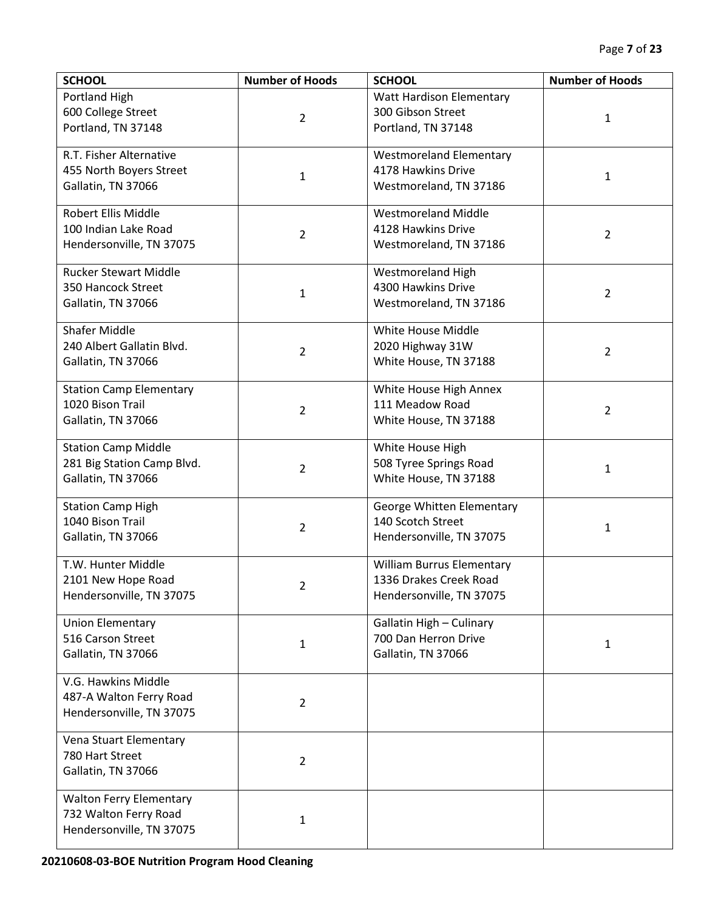| SCHOOL | Number of Hoods | SCHOOL | Number of Hoods |
|---|---|---|---|
| Portland High<br>600 College Street<br>Portland, TN 37148 | 2 | Watt Hardison Elementary<br>300 Gibson Street<br>Portland, TN 37148 | 1 |
| R.T. Fisher Alternative<br>455 North Boyers Street<br>Gallatin, TN 37066 | 1 | Westmoreland Elementary<br>4178 Hawkins Drive<br>Westmoreland, TN 37186 | 1 |
| Robert Ellis Middle<br>100 Indian Lake Road<br>Hendersonville, TN 37075 | 2 | Westmoreland Middle<br>4128 Hawkins Drive<br>Westmoreland, TN 37186 | 2 |
| Rucker Stewart Middle<br>350 Hancock Street<br>Gallatin, TN 37066 | 1 | Westmoreland High<br>4300 Hawkins Drive<br>Westmoreland, TN 37186 | 2 |
| Shafer Middle<br>240 Albert Gallatin Blvd.<br>Gallatin, TN 37066 | 2 | White House Middle<br>2020 Highway 31W<br>White House, TN 37188 | 2 |
| Station Camp Elementary<br>1020 Bison Trail<br>Gallatin, TN 37066 | 2 | White House High Annex<br>111 Meadow Road<br>White House, TN 37188 | 2 |
| Station Camp Middle<br>281 Big Station Camp Blvd.<br>Gallatin, TN 37066 | 2 | White House High<br>508 Tyree Springs Road<br>White House, TN 37188 | 1 |
| Station Camp High<br>1040 Bison Trail<br>Gallatin, TN 37066 | 2 | George Whitten Elementary<br>140 Scotch Street<br>Hendersonville, TN 37075 | 1 |
| T.W. Hunter Middle<br>2101 New Hope Road<br>Hendersonville, TN 37075 | 2 | William Burrus Elementary<br>1336 Drakes Creek Road<br>Hendersonville, TN 37075 | |
| Union Elementary<br>516 Carson Street<br>Gallatin, TN 37066 | 1 | Gallatin High – Culinary<br>700 Dan Herron Drive<br>Gallatin, TN 37066 | 1 |
| V.G. Hawkins Middle<br>487-A Walton Ferry Road<br>Hendersonville, TN 37075 | 2 | | |
| Vena Stuart Elementary<br>780 Hart Street<br>Gallatin, TN 37066 | 2 | | |
| Walton Ferry Elementary<br>732 Walton Ferry Road<br>Hendersonville, TN 37075 | 1 | | |

**20210608-03-BOE Nutrition Program Hood Cleaning**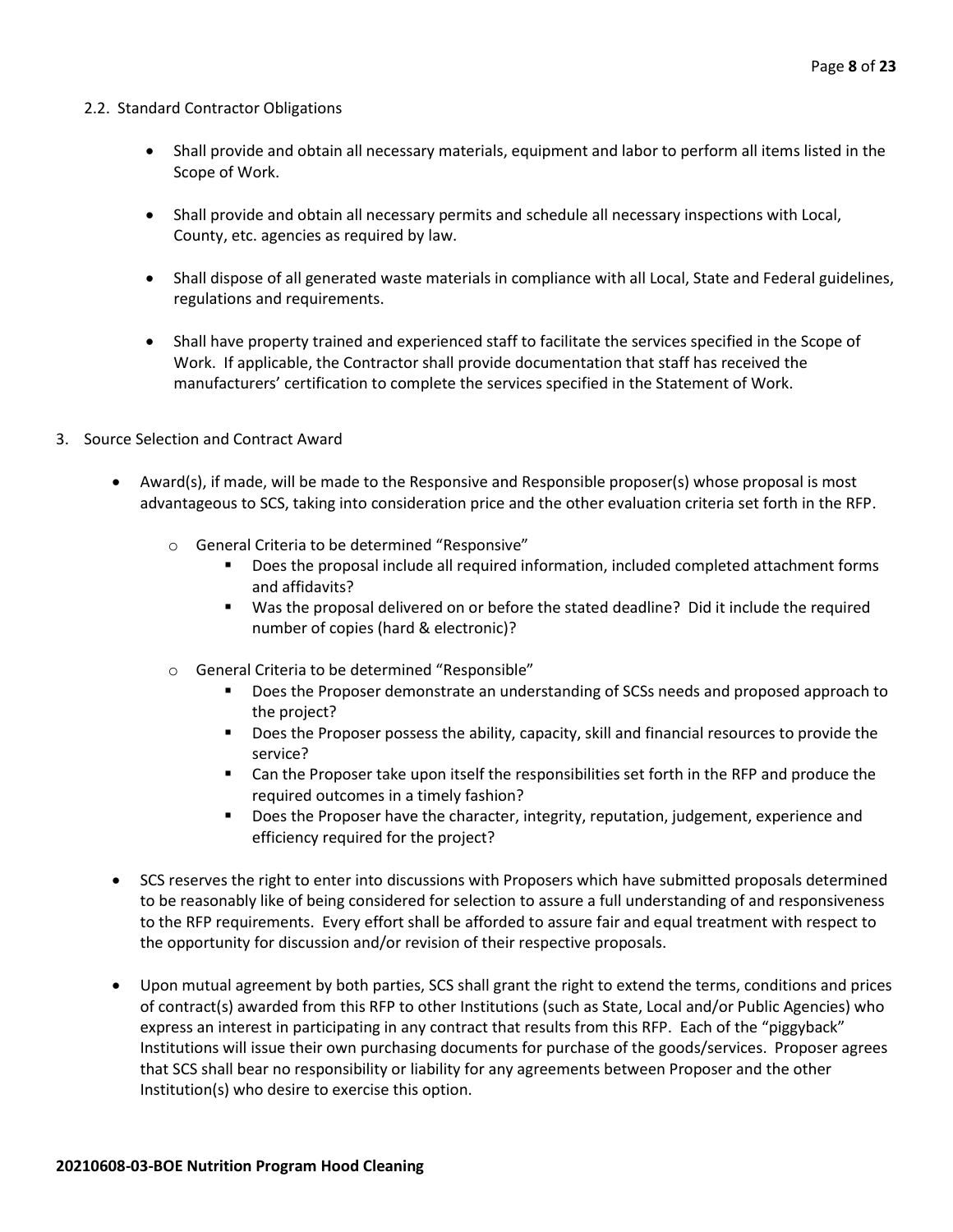2.2. Standard Contractor Obligations

- Shall provide and obtain all necessary materials, equipment and labor to perform all items listed in the Scope of Work.
- Shall provide and obtain all necessary permits and schedule all necessary inspections with Local, County, etc. agencies as required by law.
- Shall dispose of all generated waste materials in compliance with all Local, State and Federal guidelines, regulations and requirements.
- Shall have property trained and experienced staff to facilitate the services specified in the Scope of Work. If applicable, the Contractor shall provide documentation that staff has received the manufacturers' certification to complete the services specified in the Statement of Work.

3. Source Selection and Contract Award

- Award(s), if made, will be made to the Responsive and Responsible proposer(s) whose proposal is most advantageous to SCS, taking into consideration price and the other evaluation criteria set forth in the RFP.
  - General Criteria to be determined "Responsive"
    - Does the proposal include all required information, included completed attachment forms and affidavits?
    - Was the proposal delivered on or before the stated deadline? Did it include the required number of copies (hard & electronic)?
  - General Criteria to be determined "Responsible"
    - Does the Proposer demonstrate an understanding of SCSs needs and proposed approach to the project?
    - Does the Proposer possess the ability, capacity, skill and financial resources to provide the service?
    - Can the Proposer take upon itself the responsibilities set forth in the RFP and produce the required outcomes in a timely fashion?
    - Does the Proposer have the character, integrity, reputation, judgement, experience and efficiency required for the project?
- SCS reserves the right to enter into discussions with Proposers which have submitted proposals determined to be reasonably like of being considered for selection to assure a full understanding of and responsiveness to the RFP requirements. Every effort shall be afforded to assure fair and equal treatment with respect to the opportunity for discussion and/or revision of their respective proposals.
- Upon mutual agreement by both parties, SCS shall grant the right to extend the terms, conditions and prices of contract(s) awarded from this RFP to other Institutions (such as State, Local and/or Public Agencies) who express an interest in participating in any contract that results from this RFP. Each of the "piggyback" Institutions will issue their own purchasing documents for purchase of the goods/services. Proposer agrees that SCS shall bear no responsibility or liability for any agreements between Proposer and the other Institution(s) who desire to exercise this option.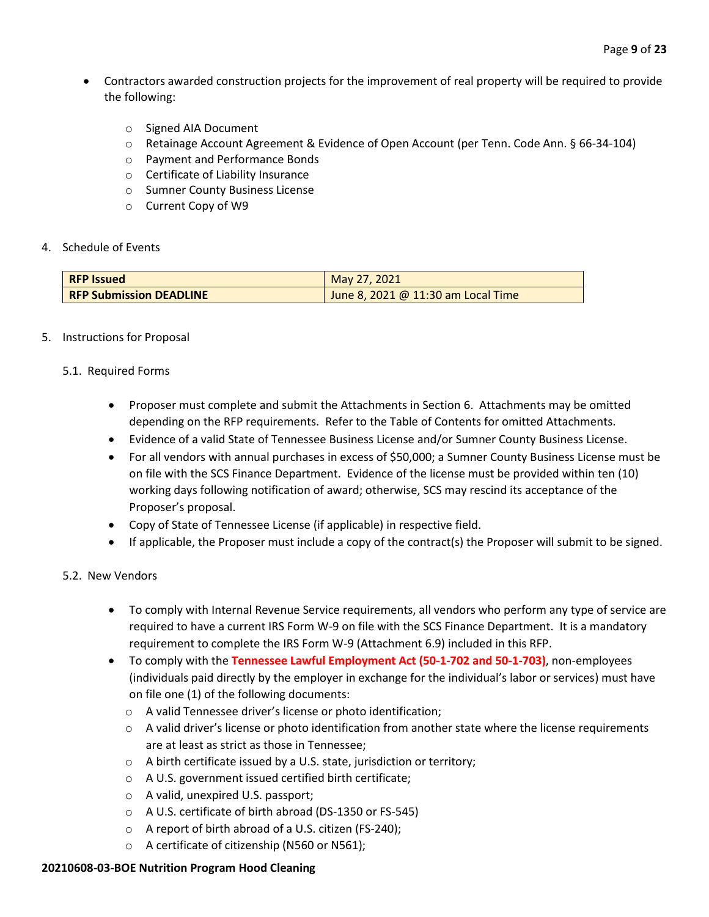- Contractors awarded construction projects for the improvement of real property will be required to provide the following:
  - Signed AIA Document
  - Retainage Account Agreement & Evidence of Open Account (per Tenn. Code Ann. § 66-34-104)
  - Payment and Performance Bonds
  - Certificate of Liability Insurance
  - Sumner County Business License
  - Current Copy of W9

4. Schedule of Events

| **RFP Issued** | May 27, 2021 |
|---|---|
| **RFP Submission DEADLINE** | June 8, 2021 @ 11:30 am Local Time |

5. Instructions for Proposal

5.1. Required Forms

- Proposer must complete and submit the Attachments in Section 6. Attachments may be omitted depending on the RFP requirements. Refer to the Table of Contents for omitted Attachments.
- Evidence of a valid State of Tennessee Business License and/or Sumner County Business License.
- For all vendors with annual purchases in excess of $50,000; a Sumner County Business License must be on file with the SCS Finance Department. Evidence of the license must be provided within ten (10) working days following notification of award; otherwise, SCS may rescind its acceptance of the Proposer's proposal.
- Copy of State of Tennessee License (if applicable) in respective field.
- If applicable, the Proposer must include a copy of the contract(s) the Proposer will submit to be signed.

5.2. New Vendors

- To comply with Internal Revenue Service requirements, all vendors who perform any type of service are required to have a current IRS Form W-9 on file with the SCS Finance Department. It is a mandatory requirement to complete the IRS Form W-9 (Attachment 6.9) included in this RFP.
- To comply with the **Tennessee Lawful Employment Act (50-1-702 and 50-1-703)**, non-employees (individuals paid directly by the employer in exchange for the individual's labor or services) must have on file one (1) of the following documents:
  - A valid Tennessee driver's license or photo identification;
  - A valid driver's license or photo identification from another state where the license requirements are at least as strict as those in Tennessee;
  - A birth certificate issued by a U.S. state, jurisdiction or territory;
  - A U.S. government issued certified birth certificate;
  - A valid, unexpired U.S. passport;
  - A U.S. certificate of birth abroad (DS-1350 or FS-545)
  - A report of birth abroad of a U.S. citizen (FS-240);
  - A certificate of citizenship (N560 or N561);

**20210608-03-BOE Nutrition Program Hood Cleaning**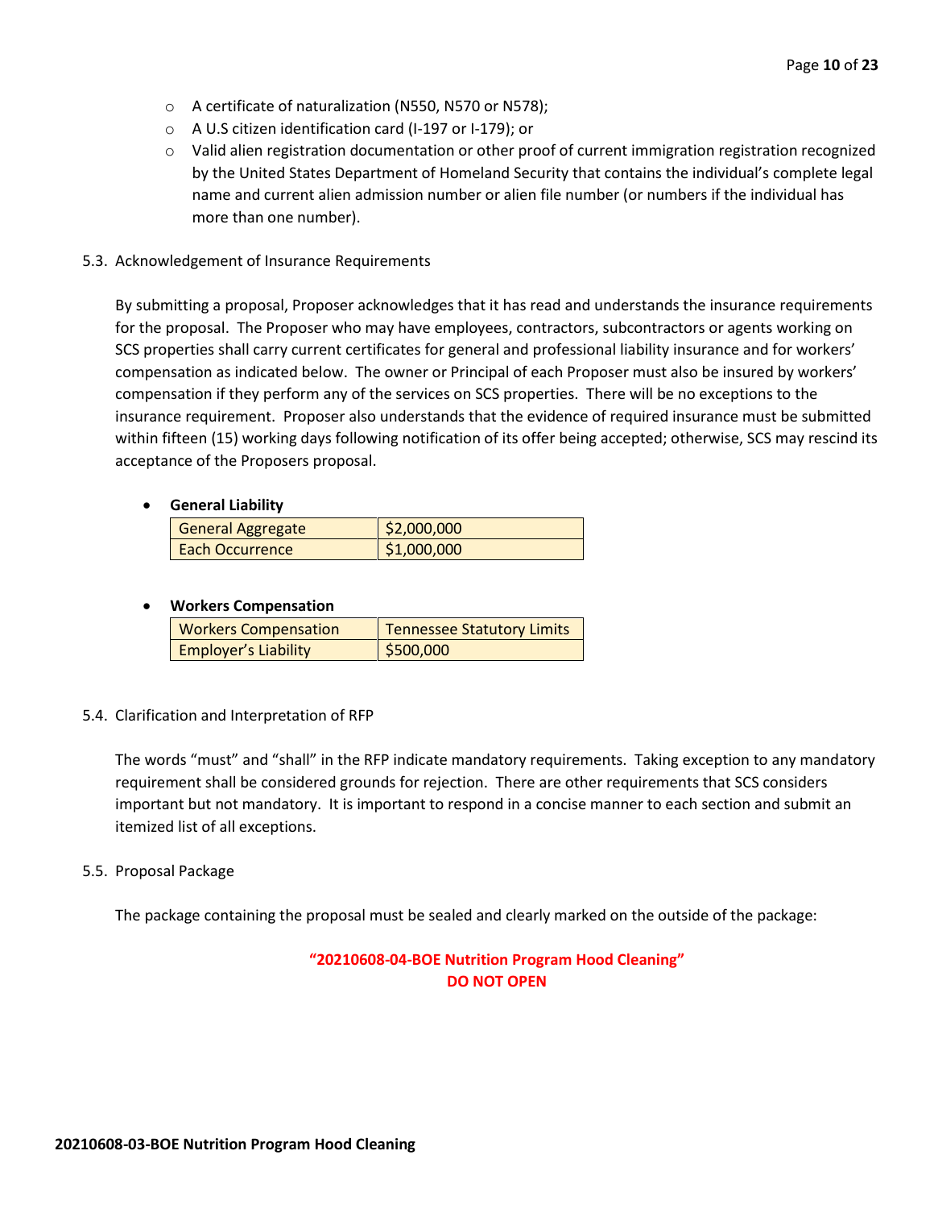- A certificate of naturalization (N550, N570 or N578);
- A U.S citizen identification card (I-197 or I-179); or
- Valid alien registration documentation or other proof of current immigration registration recognized by the United States Department of Homeland Security that contains the individual's complete legal name and current alien admission number or alien file number (or numbers if the individual has more than one number).

5.3. Acknowledgement of Insurance Requirements

By submitting a proposal, Proposer acknowledges that it has read and understands the insurance requirements for the proposal. The Proposer who may have employees, contractors, subcontractors or agents working on SCS properties shall carry current certificates for general and professional liability insurance and for workers' compensation as indicated below. The owner or Principal of each Proposer must also be insured by workers' compensation if they perform any of the services on SCS properties. There will be no exceptions to the insurance requirement. Proposer also understands that the evidence of required insurance must be submitted within fifteen (15) working days following notification of its offer being accepted; otherwise, SCS may rescind its acceptance of the Proposers proposal.

- **General Liability**

| General Aggregate | $2,000,000 |
|---|---|
| Each Occurrence | $1,000,000 |

- **Workers Compensation**

| Workers Compensation | Tennessee Statutory Limits |
|---|---|
| Employer's Liability | $500,000 |

5.4. Clarification and Interpretation of RFP

The words "must" and "shall" in the RFP indicate mandatory requirements. Taking exception to any mandatory requirement shall be considered grounds for rejection. There are other requirements that SCS considers important but not mandatory. It is important to respond in a concise manner to each section and submit an itemized list of all exceptions.

5.5. Proposal Package

The package containing the proposal must be sealed and clearly marked on the outside of the package:

**"20210608-04-BOE Nutrition Program Hood Cleaning"**
**DO NOT OPEN**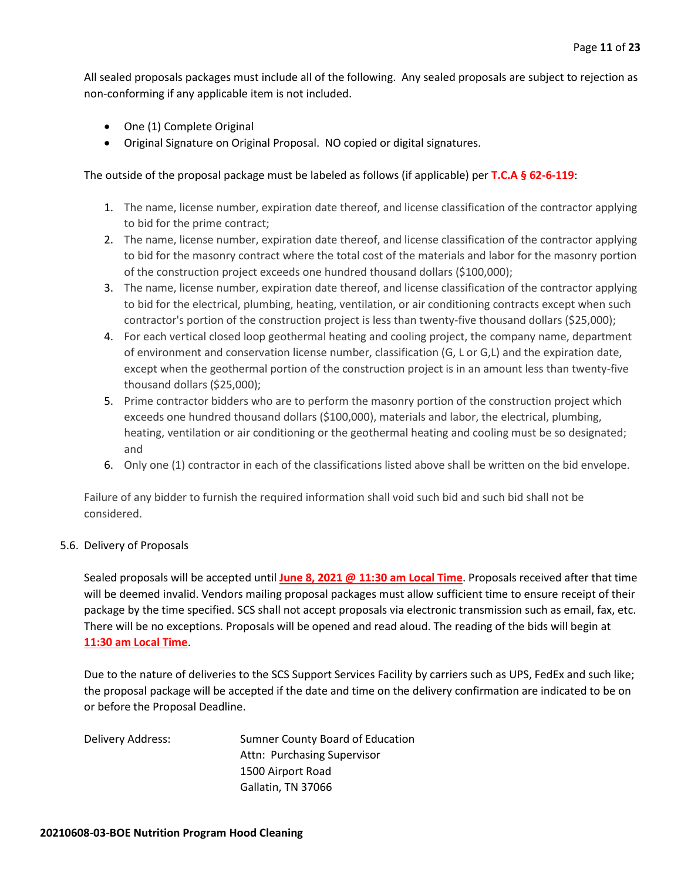All sealed proposals packages must include all of the following. Any sealed proposals are subject to rejection as non-conforming if any applicable item is not included.

- One (1) Complete Original
- Original Signature on Original Proposal. NO copied or digital signatures.

The outside of the proposal package must be labeled as follows (if applicable) per **T.C.A § 62-6-119**:

1. The name, license number, expiration date thereof, and license classification of the contractor applying to bid for the prime contract;
2. The name, license number, expiration date thereof, and license classification of the contractor applying to bid for the masonry contract where the total cost of the materials and labor for the masonry portion of the construction project exceeds one hundred thousand dollars ($100,000);
3. The name, license number, expiration date thereof, and license classification of the contractor applying to bid for the electrical, plumbing, heating, ventilation, or air conditioning contracts except when such contractor's portion of the construction project is less than twenty-five thousand dollars ($25,000);
4. For each vertical closed loop geothermal heating and cooling project, the company name, department of environment and conservation license number, classification (G, L or G,L) and the expiration date, except when the geothermal portion of the construction project is in an amount less than twenty-five thousand dollars ($25,000);
5. Prime contractor bidders who are to perform the masonry portion of the construction project which exceeds one hundred thousand dollars ($100,000), materials and labor, the electrical, plumbing, heating, ventilation or air conditioning or the geothermal heating and cooling must be so designated; and
6. Only one (1) contractor in each of the classifications listed above shall be written on the bid envelope.

Failure of any bidder to furnish the required information shall void such bid and such bid shall not be considered.

5.6. Delivery of Proposals

Sealed proposals will be accepted until **June 8, 2021 @ 11:30 am Local Time**. Proposals received after that time will be deemed invalid. Vendors mailing proposal packages must allow sufficient time to ensure receipt of their package by the time specified. SCS shall not accept proposals via electronic transmission such as email, fax, etc. There will be no exceptions. Proposals will be opened and read aloud. The reading of the bids will begin at **11:30 am Local Time**.

Due to the nature of deliveries to the SCS Support Services Facility by carriers such as UPS, FedEx and such like; the proposal package will be accepted if the date and time on the delivery confirmation are indicated to be on or before the Proposal Deadline.

Delivery Address:

Sumner County Board of Education
Attn: Purchasing Supervisor
1500 Airport Road
Gallatin, TN 37066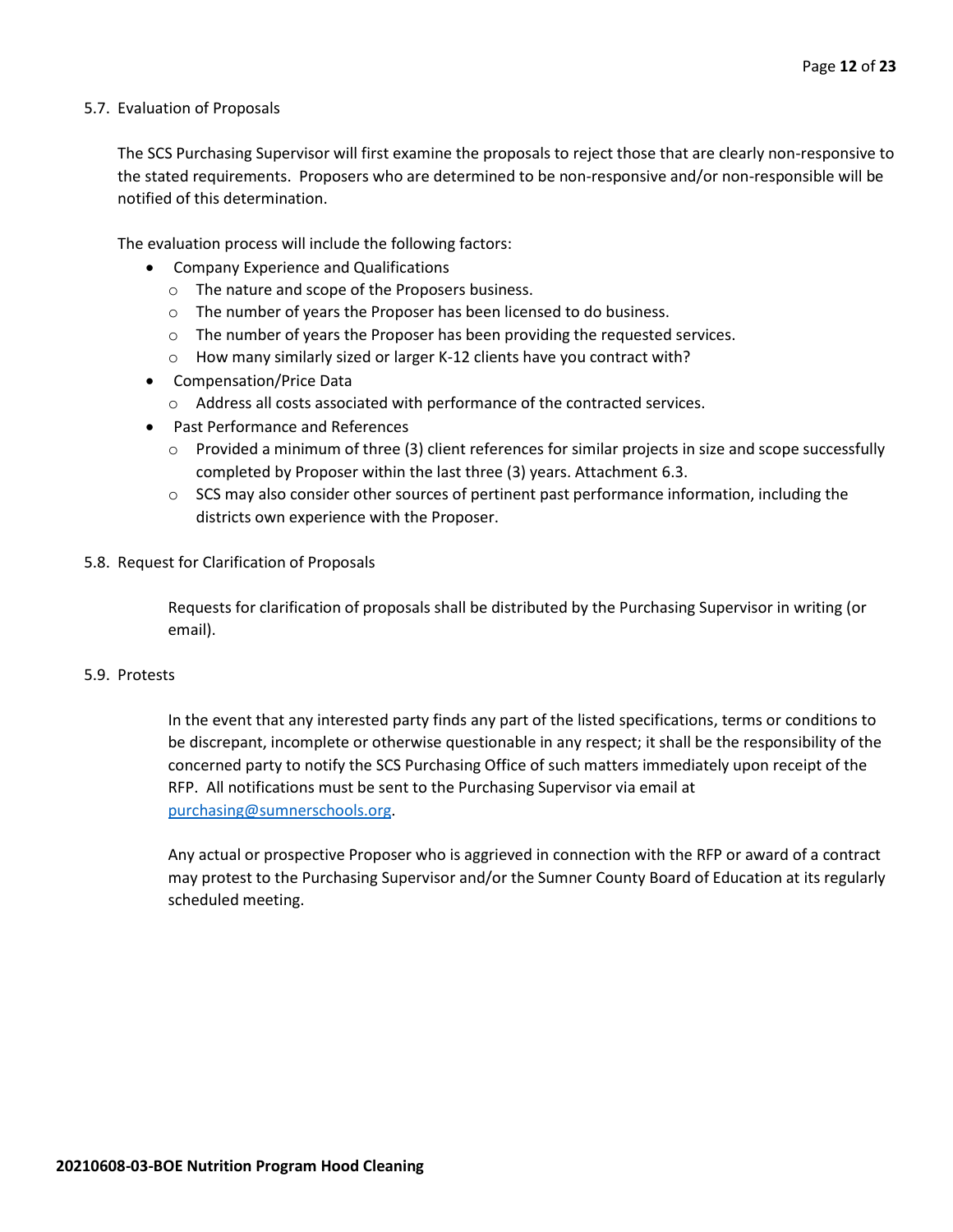5.7. Evaluation of Proposals

The SCS Purchasing Supervisor will first examine the proposals to reject those that are clearly non-responsive to the stated requirements. Proposers who are determined to be non-responsive and/or non-responsible will be notified of this determination.

The evaluation process will include the following factors:

- Company Experience and Qualifications
  - The nature and scope of the Proposers business.
  - The number of years the Proposer has been licensed to do business.
  - The number of years the Proposer has been providing the requested services.
  - How many similarly sized or larger K-12 clients have you contract with?
- Compensation/Price Data
  - Address all costs associated with performance of the contracted services.
- Past Performance and References
  - Provided a minimum of three (3) client references for similar projects in size and scope successfully completed by Proposer within the last three (3) years. Attachment 6.3.
  - SCS may also consider other sources of pertinent past performance information, including the districts own experience with the Proposer.

5.8. Request for Clarification of Proposals

Requests for clarification of proposals shall be distributed by the Purchasing Supervisor in writing (or email).

5.9. Protests

In the event that any interested party finds any part of the listed specifications, terms or conditions to be discrepant, incomplete or otherwise questionable in any respect; it shall be the responsibility of the concerned party to notify the SCS Purchasing Office of such matters immediately upon receipt of the RFP. All notifications must be sent to the Purchasing Supervisor via email at purchasing@sumnerschools.org.

Any actual or prospective Proposer who is aggrieved in connection with the RFP or award of a contract may protest to the Purchasing Supervisor and/or the Sumner County Board of Education at its regularly scheduled meeting.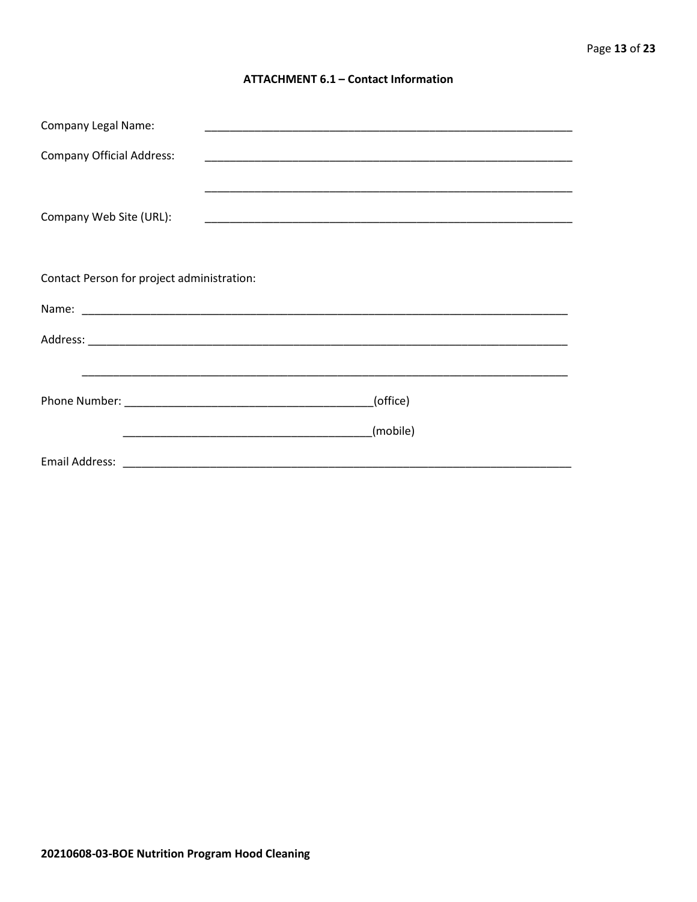### ATTACHMENT 6.1 – Contact Information

Company Legal Name: _______________________________________________________________

Company Official Address: _______________________________________________________________

_______________________________________________________________

Company Web Site (URL): _______________________________________________________________

Contact Person for project administration:

Name: ___________________________________________________________________________________

Address: _________________________________________________________________________________

_________________________________________________________________________________

Phone Number: ________________________________________(office)

________________________________________(mobile)

Email Address: _____________________________________________________________________________

**20210608-03-BOE Nutrition Program Hood Cleaning**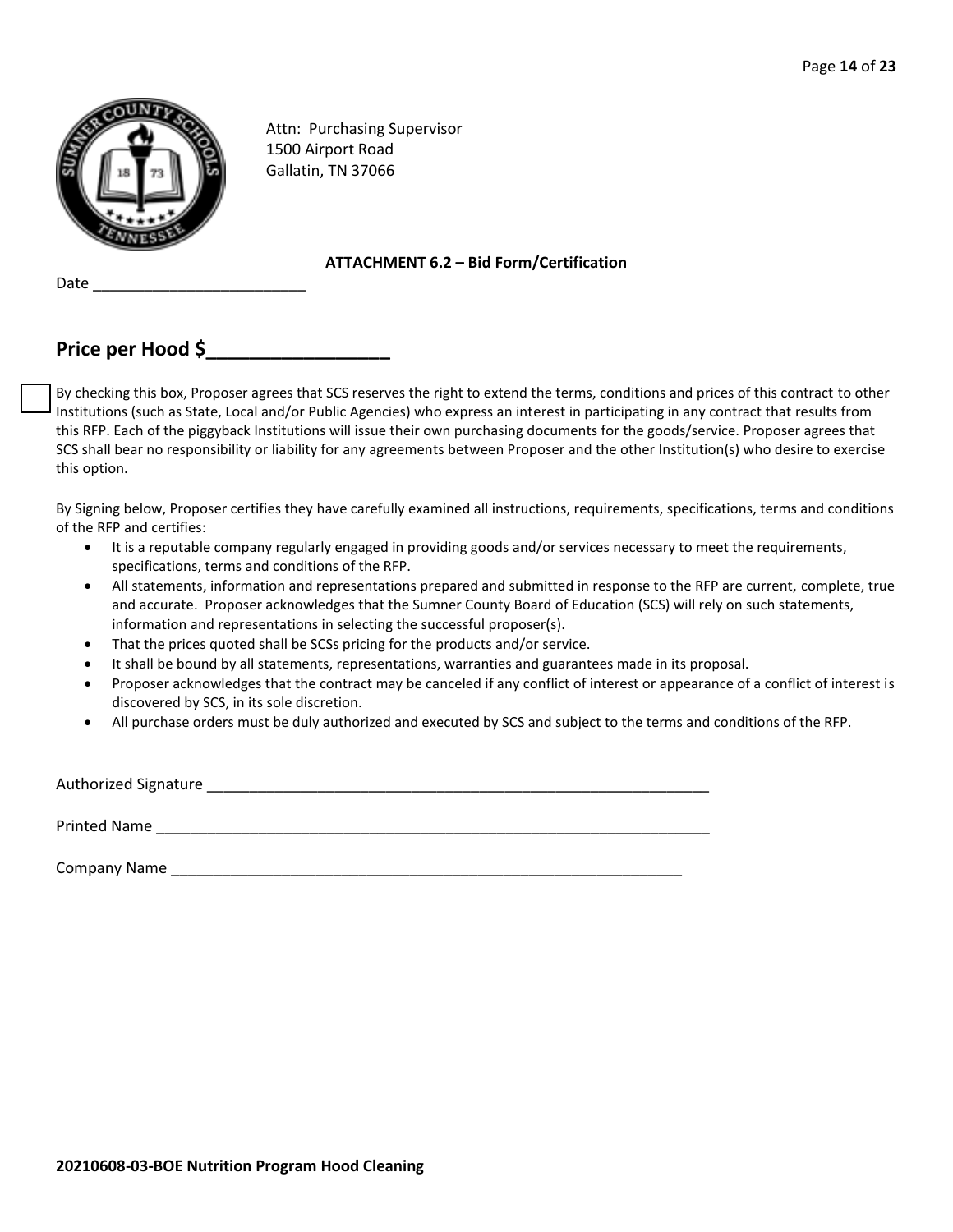Attn: Purchasing Supervisor
1500 Airport Road
Gallatin, TN 37066

**ATTACHMENT 6.2 – Bid Form/Certification**

Date _________________________

## Price per Hood $_________________

☐ By checking this box, Proposer agrees that SCS reserves the right to extend the terms, conditions and prices of this contract to other Institutions (such as State, Local and/or Public Agencies) who express an interest in participating in any contract that results from this RFP. Each of the piggyback Institutions will issue their own purchasing documents for the goods/service. Proposer agrees that SCS shall bear no responsibility or liability for any agreements between Proposer and the other Institution(s) who desire to exercise this option.

By Signing below, Proposer certifies they have carefully examined all instructions, requirements, specifications, terms and conditions of the RFP and certifies:

- It is a reputable company regularly engaged in providing goods and/or services necessary to meet the requirements, specifications, terms and conditions of the RFP.
- All statements, information and representations prepared and submitted in response to the RFP are current, complete, true and accurate. Proposer acknowledges that the Sumner County Board of Education (SCS) will rely on such statements, information and representations in selecting the successful proposer(s).
- That the prices quoted shall be SCSs pricing for the products and/or service.
- It shall be bound by all statements, representations, warranties and guarantees made in its proposal.
- Proposer acknowledges that the contract may be canceled if any conflict of interest or appearance of a conflict of interest is discovered by SCS, in its sole discretion.
- All purchase orders must be duly authorized and executed by SCS and subject to the terms and conditions of the RFP.

Authorized Signature ____________________________________________________________

Printed Name __________________________________________________________________

Company Name _____________________________________________________________

**20210608-03-BOE Nutrition Program Hood Cleaning**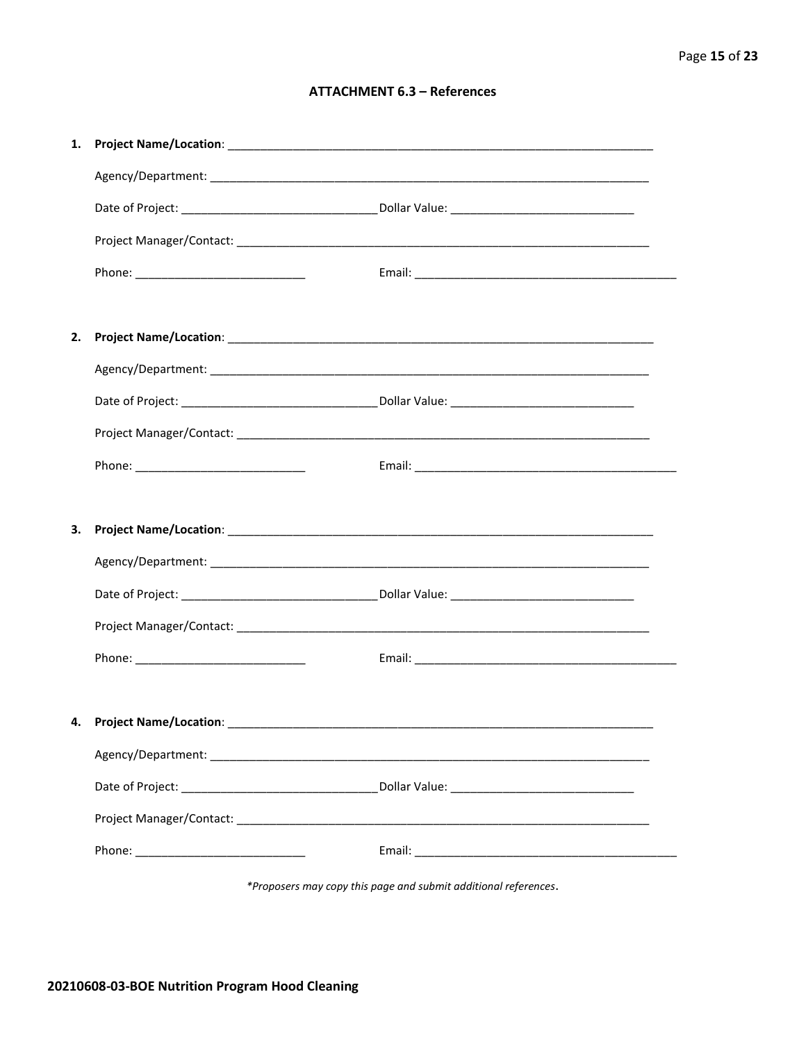### ATTACHMENT 6.3 – References

1. **Project Name/Location**: ______________________________________________________________________

   Agency/Department: ______________________________________________________________________

   Date of Project: ______________________________ Dollar Value: ____________________________

   Project Manager/Contact: _______________________________________________________________

   Phone: __________________________ Email: ________________________________________

2. **Project Name/Location**: ______________________________________________________________________

   Agency/Department: ______________________________________________________________________

   Date of Project: ______________________________ Dollar Value: ____________________________

   Project Manager/Contact: _______________________________________________________________

   Phone: __________________________ Email: ________________________________________

3. **Project Name/Location**: ______________________________________________________________________

   Agency/Department: ______________________________________________________________________

   Date of Project: ______________________________ Dollar Value: ____________________________

   Project Manager/Contact: _______________________________________________________________

   Phone: __________________________ Email: ________________________________________

4. **Project Name/Location**: ______________________________________________________________________

   Agency/Department: ______________________________________________________________________

   Date of Project: ______________________________ Dollar Value: ____________________________

   Project Manager/Contact: _______________________________________________________________

   Phone: __________________________ Email: ________________________________________

*\*Proposers may copy this page and submit additional references*.

**20210608-03-BOE Nutrition Program Hood Cleaning**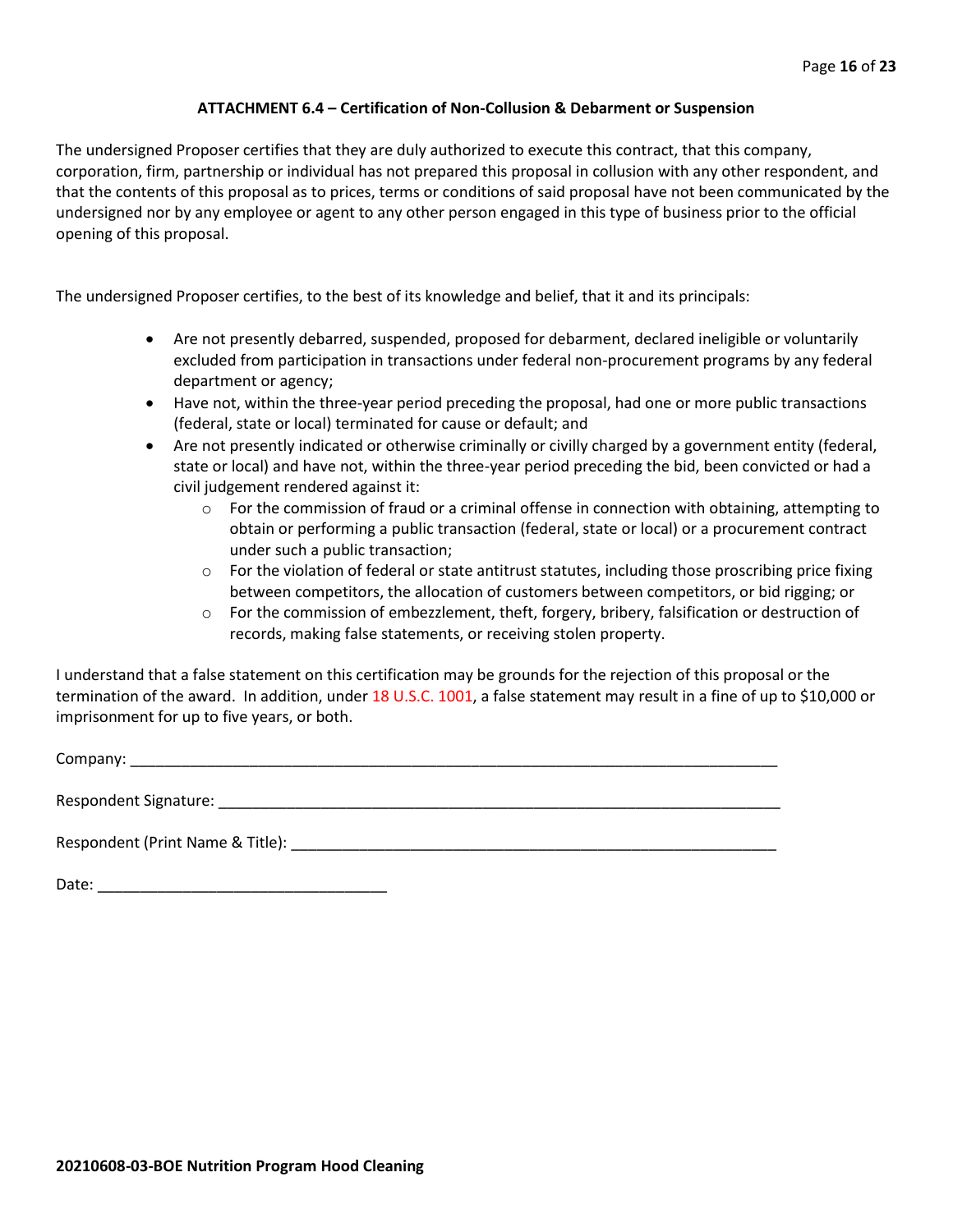## ATTACHMENT 6.4 – Certification of Non-Collusion & Debarment or Suspension

The undersigned Proposer certifies that they are duly authorized to execute this contract, that this company, corporation, firm, partnership or individual has not prepared this proposal in collusion with any other respondent, and that the contents of this proposal as to prices, terms or conditions of said proposal have not been communicated by the undersigned nor by any employee or agent to any other person engaged in this type of business prior to the official opening of this proposal.

The undersigned Proposer certifies, to the best of its knowledge and belief, that it and its principals:

- Are not presently debarred, suspended, proposed for debarment, declared ineligible or voluntarily excluded from participation in transactions under federal non-procurement programs by any federal department or agency;
- Have not, within the three-year period preceding the proposal, had one or more public transactions (federal, state or local) terminated for cause or default; and
- Are not presently indicated or otherwise criminally or civilly charged by a government entity (federal, state or local) and have not, within the three-year period preceding the bid, been convicted or had a civil judgement rendered against it:
  - For the commission of fraud or a criminal offense in connection with obtaining, attempting to obtain or performing a public transaction (federal, state or local) or a procurement contract under such a public transaction;
  - For the violation of federal or state antitrust statutes, including those proscribing price fixing between competitors, the allocation of customers between competitors, or bid rigging; or
  - For the commission of embezzlement, theft, forgery, bribery, falsification or destruction of records, making false statements, or receiving stolen property.

I understand that a false statement on this certification may be grounds for the rejection of this proposal or the termination of the award. In addition, under 18 U.S.C. 1001, a false statement may result in a fine of up to $10,000 or imprisonment for up to five years, or both.

Company: ______________________________________________________________________________

Respondent Signature: _________________________________________________________________

Respondent (Print Name & Title): ______________________________________________________

Date: __________________________________

**20210608-03-BOE Nutrition Program Hood Cleaning**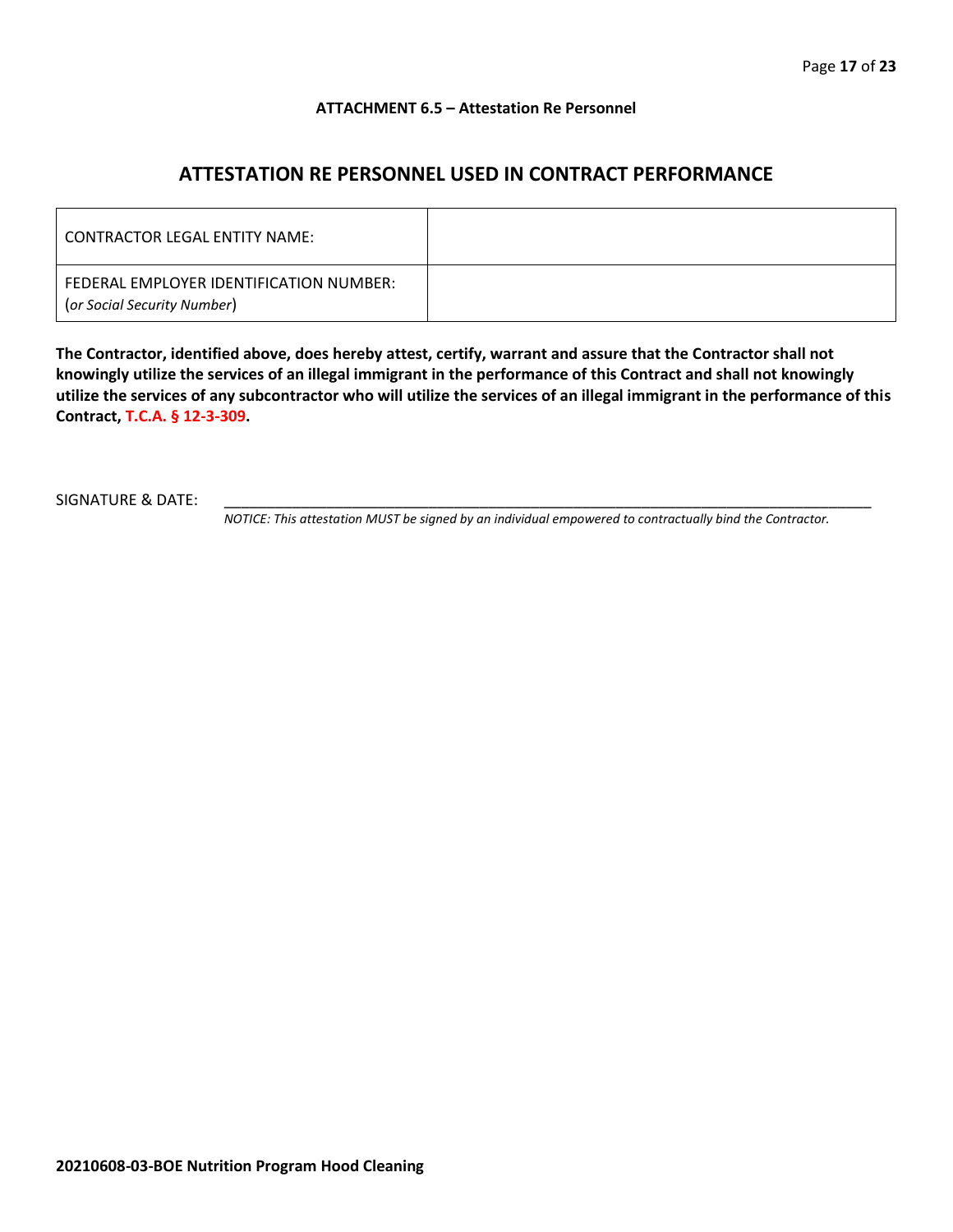**ATTACHMENT 6.5 – Attestation Re Personnel**

## ATTESTATION RE PERSONNEL USED IN CONTRACT PERFORMANCE

| CONTRACTOR LEGAL ENTITY NAME: | |
|---|---|
| FEDERAL EMPLOYER IDENTIFICATION NUMBER: (*or Social Security Number*) | |

**The Contractor, identified above, does hereby attest, certify, warrant and assure that the Contractor shall not knowingly utilize the services of an illegal immigrant in the performance of this Contract and shall not knowingly utilize the services of any subcontractor who will utilize the services of an illegal immigrant in the performance of this Contract, T.C.A. § 12-3-309.**

SIGNATURE & DATE: ___________________________________________________________________________

*NOTICE: This attestation MUST be signed by an individual empowered to contractually bind the Contractor.*

**20210608-03-BOE Nutrition Program Hood Cleaning**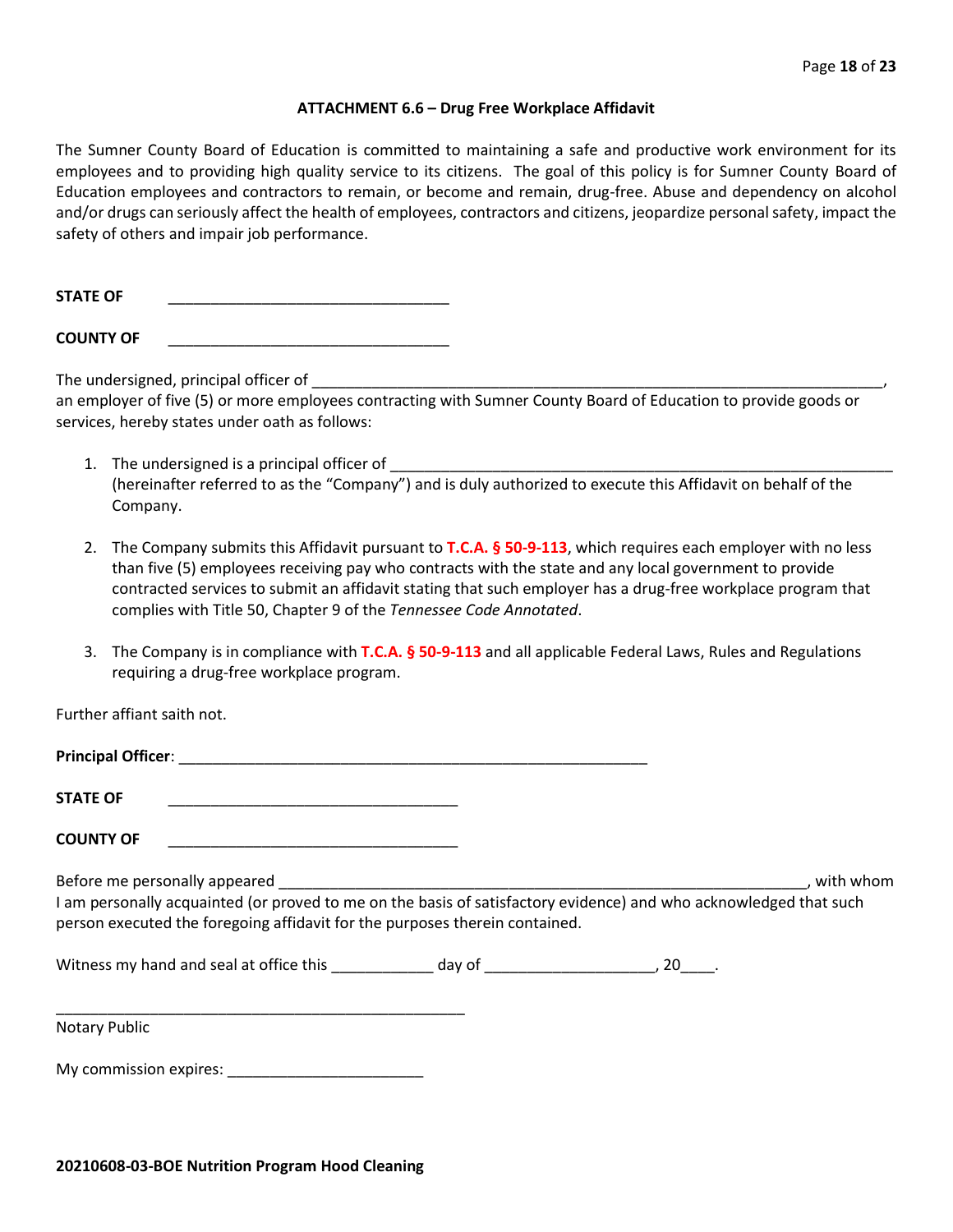### ATTACHMENT 6.6 – Drug Free Workplace Affidavit

The Sumner County Board of Education is committed to maintaining a safe and productive work environment for its employees and to providing high quality service to its citizens. The goal of this policy is for Sumner County Board of Education employees and contractors to remain, or become and remain, drug-free. Abuse and dependency on alcohol and/or drugs can seriously affect the health of employees, contractors and citizens, jeopardize personal safety, impact the safety of others and impair job performance.

**STATE OF** ________________________________

**COUNTY OF** ________________________________

The undersigned, principal officer of ____________________________________________________________________, an employer of five (5) or more employees contracting with Sumner County Board of Education to provide goods or services, hereby states under oath as follows:

1. The undersigned is a principal officer of ____________________________________________________________ (hereinafter referred to as the "Company") and is duly authorized to execute this Affidavit on behalf of the Company.

2. The Company submits this Affidavit pursuant to **T.C.A. § 50-9-113**, which requires each employer with no less than five (5) employees receiving pay who contracts with the state and any local government to provide contracted services to submit an affidavit stating that such employer has a drug-free workplace program that complies with Title 50, Chapter 9 of the *Tennessee Code Annotated*.

3. The Company is in compliance with **T.C.A. § 50-9-113** and all applicable Federal Laws, Rules and Regulations requiring a drug-free workplace program.

Further affiant saith not.

**Principal Officer**: _______________________________________________________

**STATE OF** __________________________________

**COUNTY OF** __________________________________

Before me personally appeared _______________________________________________________________, with whom I am personally acquainted (or proved to me on the basis of satisfactory evidence) and who acknowledged that such person executed the foregoing affidavit for the purposes therein contained.

Witness my hand and seal at office this ____________ day of ____________________, 20____.

_________________________________________________

Notary Public

My commission expires: _______________________

**20210608-03-BOE Nutrition Program Hood Cleaning**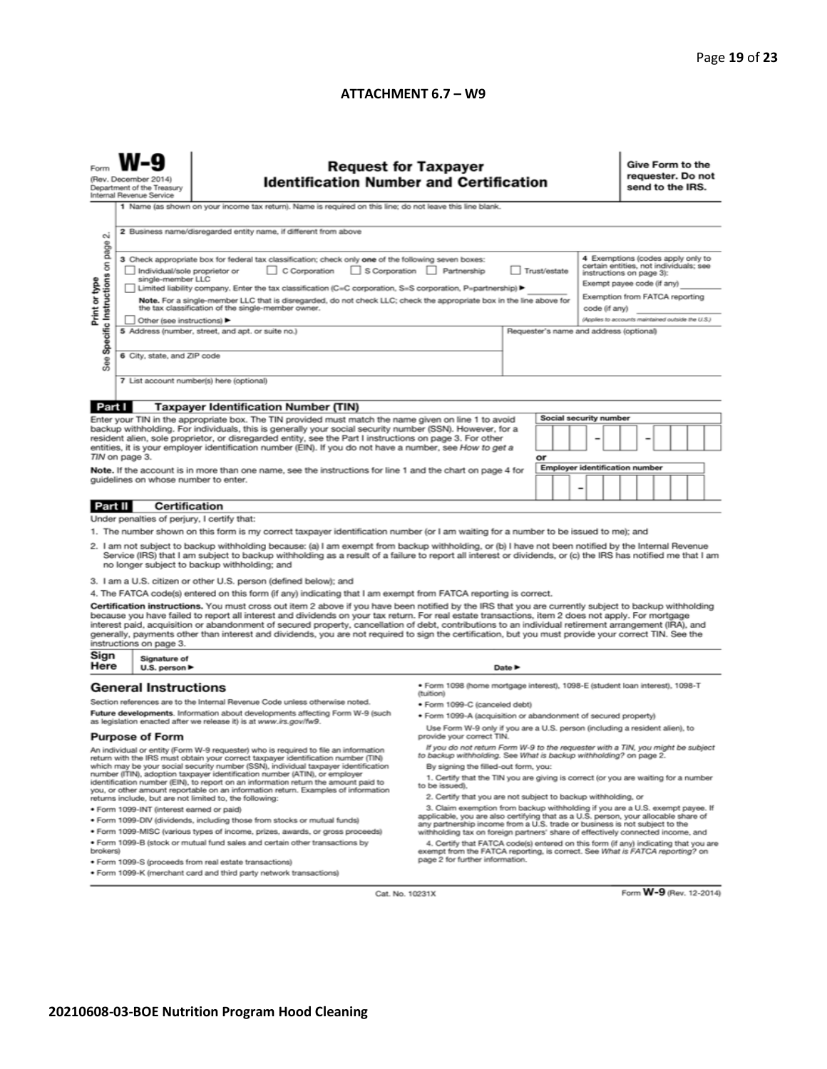**ATTACHMENT 6.7 – W9**

Form **W-9**
(Rev. December 2014)
Department of the Treasury
Internal Revenue Service

# Request for Taxpayer Identification Number and Certification

**Give Form to the requester. Do not send to the IRS.**

Print or type
See **Specific Instructions** on page 2.

1 Name (as shown on your income tax return). Name is required on this line; do not leave this line blank.

2 Business name/disregarded entity name, if different from above

3 Check appropriate box for federal tax classification; check only **one** of the following seven boxes:
☐ Individual/sole proprietor or single-member LLC ☐ C Corporation ☐ S Corporation ☐ Partnership ☐ Trust/estate
☐ Limited liability company. Enter the tax classification (C=C corporation, S=S corporation, P=partnership) ▶ ________
**Note.** For a single-member LLC that is disregarded, do not check LLC; check the appropriate box in the line above for the tax classification of the single-member owner.
☐ Other (see instructions) ▶

**4** Exemptions (codes apply only to certain entities, not individuals; see instructions on page 3):
Exempt payee code (if any) ________
Exemption from FATCA reporting code (if any) ________
*(Applies to accounts maintained outside the U.S.)*

5 Address (number, street, and apt. or suite no.)

Requester's name and address (optional)

6 City, state, and ZIP code

7 List account number(s) here (optional)

## Part I Taxpayer Identification Number (TIN)

Enter your TIN in the appropriate box. The TIN provided must match the name given on line 1 to avoid backup withholding. For individuals, this is generally your social security number (SSN). However, for a resident alien, sole proprietor, or disregarded entity, see the Part I instructions on page 3. For other entities, it is your employer identification number (EIN). If you do not have a number, see *How to get a TIN* on page 3.

**Note.** If the account is in more than one name, see the instructions for line 1 and the chart on page 4 for guidelines on whose number to enter.

**Social security number**
[ ][ ][ ] – [ ][ ] – [ ][ ][ ][ ]

**or**

**Employer identification number**
[ ][ ] – [ ][ ][ ][ ][ ][ ][ ]

## Part II Certification

Under penalties of perjury, I certify that:

1. The number shown on this form is my correct taxpayer identification number (or I am waiting for a number to be issued to me); and
2. I am not subject to backup withholding because: (a) I am exempt from backup withholding, or (b) I have not been notified by the Internal Revenue Service (IRS) that I am subject to backup withholding as a result of a failure to report all interest or dividends, or (c) the IRS has notified me that I am no longer subject to backup withholding; and
3. I am a U.S. citizen or other U.S. person (defined below); and
4. The FATCA code(s) entered on this form (if any) indicating that I am exempt from FATCA reporting is correct.

**Certification instructions.** You must cross out item 2 above if you have been notified by the IRS that you are currently subject to backup withholding because you have failed to report all interest and dividends on your tax return. For real estate transactions, item 2 does not apply. For mortgage interest paid, acquisition or abandonment of secured property, cancellation of debt, contributions to an individual retirement arrangement (IRA), and generally, payments other than interest and dividends, you are not required to sign the certification, but you must provide your correct TIN. See the instructions on page 3.

**Sign Here** Signature of U.S. person ▶ Date ▶

## General Instructions

Section references are to the Internal Revenue Code unless otherwise noted.

**Future developments.** Information about developments affecting Form W-9 (such as legislation enacted after we release it) is at *www.irs.gov/fw9*.

### Purpose of Form

An individual or entity (Form W-9 requester) who is required to file an information return with the IRS must obtain your correct taxpayer identification number (TIN) which may be your social security number (SSN), individual taxpayer identification number (ITIN), adoption taxpayer identification number (ATIN), or employer identification number (EIN), to report on an information return the amount paid to you, or other amount reportable on an information return. Examples of information returns include, but are not limited to, the following:

- Form 1099-INT (interest earned or paid)
- Form 1099-DIV (dividends, including those from stocks or mutual funds)
- Form 1099-MISC (various types of income, prizes, awards, or gross proceeds)
- Form 1099-B (stock or mutual fund sales and certain other transactions by brokers)
- Form 1099-S (proceeds from real estate transactions)
- Form 1099-K (merchant card and third party network transactions)
- Form 1098 (home mortgage interest), 1098-E (student loan interest), 1098-T (tuition)
- Form 1099-C (canceled debt)
- Form 1099-A (acquisition or abandonment of secured property)

Use Form W-9 only if you are a U.S. person (including a resident alien), to provide your correct TIN.

*If you do not return Form W-9 to the requester with a TIN, you might be subject to backup withholding. See What is backup withholding? on page 2.*

By signing the filled-out form, you:

1. Certify that the TIN you are giving is correct (or you are waiting for a number to be issued),
2. Certify that you are not subject to backup withholding, or
3. Claim exemption from backup withholding if you are a U.S. exempt payee. If applicable, you are also certifying that as a U.S. person, your allocable share of any partnership income from a U.S. trade or business is not subject to the withholding tax on foreign partners' share of effectively connected income, and
4. Certify that FATCA code(s) entered on this form (if any) indicating that you are exempt from the FATCA reporting, is correct. See *What is FATCA reporting?* on page 2 for further information.

Cat. No. 10231X Form **W-9** (Rev. 12-2014)

**20210608-03-BOE Nutrition Program Hood Cleaning**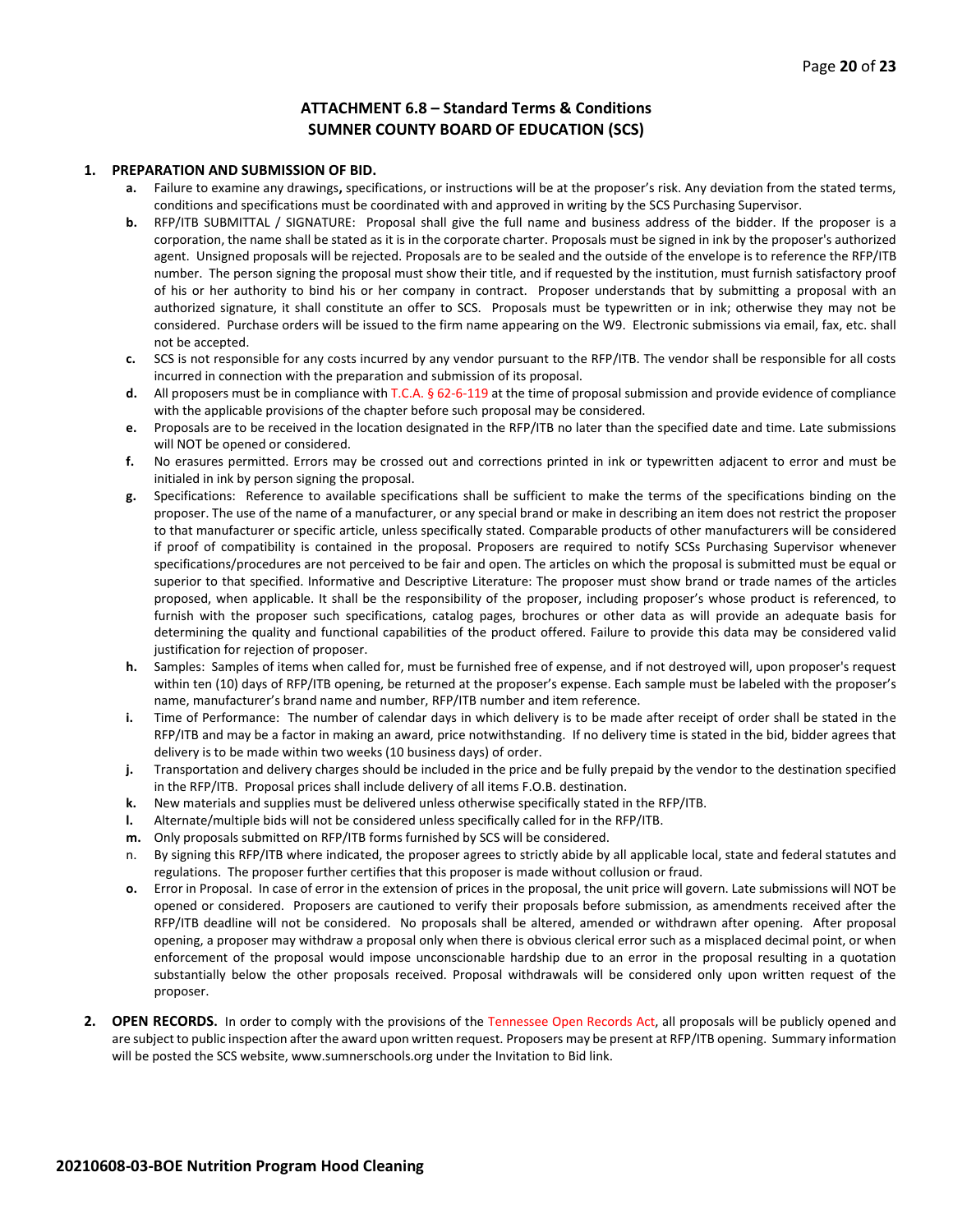## ATTACHMENT 6.8 – Standard Terms & Conditions
## SUMNER COUNTY BOARD OF EDUCATION (SCS)

1. **PREPARATION AND SUBMISSION OF BID.**
   - **a.** Failure to examine any drawings**,** specifications, or instructions will be at the proposer's risk. Any deviation from the stated terms, conditions and specifications must be coordinated with and approved in writing by the SCS Purchasing Supervisor.
   - **b.** RFP/ITB SUBMITTAL / SIGNATURE: Proposal shall give the full name and business address of the bidder. If the proposer is a corporation, the name shall be stated as it is in the corporate charter. Proposals must be signed in ink by the proposer's authorized agent. Unsigned proposals will be rejected. Proposals are to be sealed and the outside of the envelope is to reference the RFP/ITB number. The person signing the proposal must show their title, and if requested by the institution, must furnish satisfactory proof of his or her authority to bind his or her company in contract. Proposer understands that by submitting a proposal with an authorized signature, it shall constitute an offer to SCS. Proposals must be typewritten or in ink; otherwise they may not be considered. Purchase orders will be issued to the firm name appearing on the W9. Electronic submissions via email, fax, etc. shall not be accepted.
   - **c.** SCS is not responsible for any costs incurred by any vendor pursuant to the RFP/ITB. The vendor shall be responsible for all costs incurred in connection with the preparation and submission of its proposal.
   - **d.** All proposers must be in compliance with T.C.A. § 62-6-119 at the time of proposal submission and provide evidence of compliance with the applicable provisions of the chapter before such proposal may be considered.
   - **e.** Proposals are to be received in the location designated in the RFP/ITB no later than the specified date and time. Late submissions will NOT be opened or considered.
   - **f.** No erasures permitted. Errors may be crossed out and corrections printed in ink or typewritten adjacent to error and must be initialed in ink by person signing the proposal.
   - **g.** Specifications: Reference to available specifications shall be sufficient to make the terms of the specifications binding on the proposer. The use of the name of a manufacturer, or any special brand or make in describing an item does not restrict the proposer to that manufacturer or specific article, unless specifically stated. Comparable products of other manufacturers will be considered if proof of compatibility is contained in the proposal. Proposers are required to notify SCSs Purchasing Supervisor whenever specifications/procedures are not perceived to be fair and open. The articles on which the proposal is submitted must be equal or superior to that specified. Informative and Descriptive Literature: The proposer must show brand or trade names of the articles proposed, when applicable. It shall be the responsibility of the proposer, including proposer's whose product is referenced, to furnish with the proposer such specifications, catalog pages, brochures or other data as will provide an adequate basis for determining the quality and functional capabilities of the product offered. Failure to provide this data may be considered valid justification for rejection of proposer.
   - **h.** Samples: Samples of items when called for, must be furnished free of expense, and if not destroyed will, upon proposer's request within ten (10) days of RFP/ITB opening, be returned at the proposer's expense. Each sample must be labeled with the proposer's name, manufacturer's brand name and number, RFP/ITB number and item reference.
   - **i.** Time of Performance: The number of calendar days in which delivery is to be made after receipt of order shall be stated in the RFP/ITB and may be a factor in making an award, price notwithstanding. If no delivery time is stated in the bid, bidder agrees that delivery is to be made within two weeks (10 business days) of order.
   - **j.** Transportation and delivery charges should be included in the price and be fully prepaid by the vendor to the destination specified in the RFP/ITB. Proposal prices shall include delivery of all items F.O.B. destination.
   - **k.** New materials and supplies must be delivered unless otherwise specifically stated in the RFP/ITB.
   - **l.** Alternate/multiple bids will not be considered unless specifically called for in the RFP/ITB.
   - **m.** Only proposals submitted on RFP/ITB forms furnished by SCS will be considered.
   - n. By signing this RFP/ITB where indicated, the proposer agrees to strictly abide by all applicable local, state and federal statutes and regulations. The proposer further certifies that this proposer is made without collusion or fraud.
   - **o.** Error in Proposal. In case of error in the extension of prices in the proposal, the unit price will govern. Late submissions will NOT be opened or considered. Proposers are cautioned to verify their proposals before submission, as amendments received after the RFP/ITB deadline will not be considered. No proposals shall be altered, amended or withdrawn after opening. After proposal opening, a proposer may withdraw a proposal only when there is obvious clerical error such as a misplaced decimal point, or when enforcement of the proposal would impose unconscionable hardship due to an error in the proposal resulting in a quotation substantially below the other proposals received. Proposal withdrawals will be considered only upon written request of the proposer.

2. **OPEN RECORDS.** In order to comply with the provisions of the Tennessee Open Records Act, all proposals will be publicly opened and are subject to public inspection after the award upon written request. Proposers may be present at RFP/ITB opening. Summary information will be posted the SCS website, www.sumnerschools.org under the Invitation to Bid link.

**20210608-03-BOE Nutrition Program Hood Cleaning**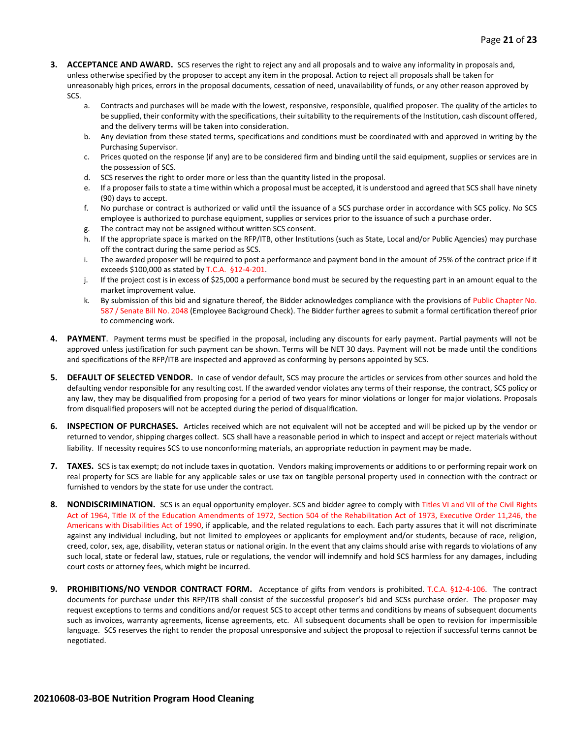3. **ACCEPTANCE AND AWARD.** SCS reserves the right to reject any and all proposals and to waive any informality in proposals and, unless otherwise specified by the proposer to accept any item in the proposal. Action to reject all proposals shall be taken for unreasonably high prices, errors in the proposal documents, cessation of need, unavailability of funds, or any other reason approved by SCS.
    a. Contracts and purchases will be made with the lowest, responsive, responsible, qualified proposer. The quality of the articles to be supplied, their conformity with the specifications, their suitability to the requirements of the Institution, cash discount offered, and the delivery terms will be taken into consideration.
    b. Any deviation from these stated terms, specifications and conditions must be coordinated with and approved in writing by the Purchasing Supervisor.
    c. Prices quoted on the response (if any) are to be considered firm and binding until the said equipment, supplies or services are in the possession of SCS.
    d. SCS reserves the right to order more or less than the quantity listed in the proposal.
    e. If a proposer fails to state a time within which a proposal must be accepted, it is understood and agreed that SCS shall have ninety (90) days to accept.
    f. No purchase or contract is authorized or valid until the issuance of a SCS purchase order in accordance with SCS policy. No SCS employee is authorized to purchase equipment, supplies or services prior to the issuance of such a purchase order.
    g. The contract may not be assigned without written SCS consent.
    h. If the appropriate space is marked on the RFP/ITB, other Institutions (such as State, Local and/or Public Agencies) may purchase off the contract during the same period as SCS.
    i. The awarded proposer will be required to post a performance and payment bond in the amount of 25% of the contract price if it exceeds $100,000 as stated by T.C.A. §12-4-201.
    j. If the project cost is in excess of $25,000 a performance bond must be secured by the requesting part in an amount equal to the market improvement value.
    k. By submission of this bid and signature thereof, the Bidder acknowledges compliance with the provisions of Public Chapter No. 587 / Senate Bill No. 2048 (Employee Background Check). The Bidder further agrees to submit a formal certification thereof prior to commencing work.

4. **PAYMENT**. Payment terms must be specified in the proposal, including any discounts for early payment. Partial payments will not be approved unless justification for such payment can be shown. Terms will be NET 30 days. Payment will not be made until the conditions and specifications of the RFP/ITB are inspected and approved as conforming by persons appointed by SCS.

5. **DEFAULT OF SELECTED VENDOR.** In case of vendor default, SCS may procure the articles or services from other sources and hold the defaulting vendor responsible for any resulting cost. If the awarded vendor violates any terms of their response, the contract, SCS policy or any law, they may be disqualified from proposing for a period of two years for minor violations or longer for major violations. Proposals from disqualified proposers will not be accepted during the period of disqualification.

6. **INSPECTION OF PURCHASES.** Articles received which are not equivalent will not be accepted and will be picked up by the vendor or returned to vendor, shipping charges collect. SCS shall have a reasonable period in which to inspect and accept or reject materials without liability. If necessity requires SCS to use nonconforming materials, an appropriate reduction in payment may be made.

7. **TAXES.** SCS is tax exempt; do not include taxes in quotation. Vendors making improvements or additions to or performing repair work on real property for SCS are liable for any applicable sales or use tax on tangible personal property used in connection with the contract or furnished to vendors by the state for use under the contract.

8. **NONDISCRIMINATION.** SCS is an equal opportunity employer. SCS and bidder agree to comply with Titles VI and VII of the Civil Rights Act of 1964, Title IX of the Education Amendments of 1972, Section 504 of the Rehabilitation Act of 1973, Executive Order 11,246, the Americans with Disabilities Act of 1990, if applicable, and the related regulations to each. Each party assures that it will not discriminate against any individual including, but not limited to employees or applicants for employment and/or students, because of race, religion, creed, color, sex, age, disability, veteran status or national origin. In the event that any claims should arise with regards to violations of any such local, state or federal law, statues, rule or regulations, the vendor will indemnify and hold SCS harmless for any damages, including court costs or attorney fees, which might be incurred.

9. **PROHIBITIONS/NO VENDOR CONTRACT FORM.** Acceptance of gifts from vendors is prohibited. T.C.A. §12-4-106. The contract documents for purchase under this RFP/ITB shall consist of the successful proposer's bid and SCSs purchase order. The proposer may request exceptions to terms and conditions and/or request SCS to accept other terms and conditions by means of subsequent documents such as invoices, warranty agreements, license agreements, etc. All subsequent documents shall be open to revision for impermissible language. SCS reserves the right to render the proposal unresponsive and subject the proposal to rejection if successful terms cannot be negotiated.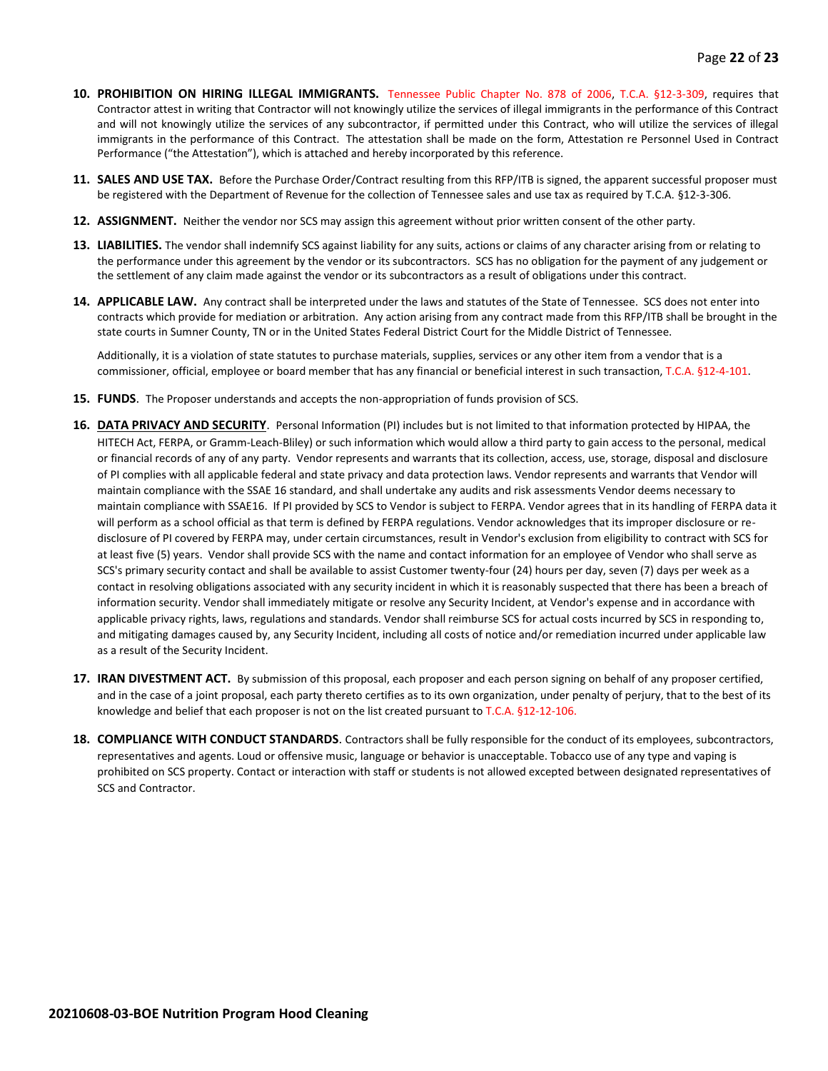10. **PROHIBITION ON HIRING ILLEGAL IMMIGRANTS.** Tennessee Public Chapter No. 878 of 2006, T.C.A. §12-3-309, requires that Contractor attest in writing that Contractor will not knowingly utilize the services of illegal immigrants in the performance of this Contract and will not knowingly utilize the services of any subcontractor, if permitted under this Contract, who will utilize the services of illegal immigrants in the performance of this Contract. The attestation shall be made on the form, Attestation re Personnel Used in Contract Performance ("the Attestation"), which is attached and hereby incorporated by this reference.

11. **SALES AND USE TAX.** Before the Purchase Order/Contract resulting from this RFP/ITB is signed, the apparent successful proposer must be registered with the Department of Revenue for the collection of Tennessee sales and use tax as required by T.C.A. §12-3-306.

12. **ASSIGNMENT.** Neither the vendor nor SCS may assign this agreement without prior written consent of the other party.

13. **LIABILITIES.** The vendor shall indemnify SCS against liability for any suits, actions or claims of any character arising from or relating to the performance under this agreement by the vendor or its subcontractors. SCS has no obligation for the payment of any judgement or the settlement of any claim made against the vendor or its subcontractors as a result of obligations under this contract.

14. **APPLICABLE LAW.** Any contract shall be interpreted under the laws and statutes of the State of Tennessee. SCS does not enter into contracts which provide for mediation or arbitration. Any action arising from any contract made from this RFP/ITB shall be brought in the state courts in Sumner County, TN or in the United States Federal District Court for the Middle District of Tennessee.

    Additionally, it is a violation of state statutes to purchase materials, supplies, services or any other item from a vendor that is a commissioner, official, employee or board member that has any financial or beneficial interest in such transaction, T.C.A. §12-4-101.

15. **FUNDS**. The Proposer understands and accepts the non-appropriation of funds provision of SCS.

16. **DATA PRIVACY AND SECURITY**. Personal Information (PI) includes but is not limited to that information protected by HIPAA, the HITECH Act, FERPA, or Gramm-Leach-Bliley) or such information which would allow a third party to gain access to the personal, medical or financial records of any of any party. Vendor represents and warrants that its collection, access, use, storage, disposal and disclosure of PI complies with all applicable federal and state privacy and data protection laws. Vendor represents and warrants that Vendor will maintain compliance with the SSAE 16 standard, and shall undertake any audits and risk assessments Vendor deems necessary to maintain compliance with SSAE16. If PI provided by SCS to Vendor is subject to FERPA. Vendor agrees that in its handling of FERPA data it will perform as a school official as that term is defined by FERPA regulations. Vendor acknowledges that its improper disclosure or re-disclosure of PI covered by FERPA may, under certain circumstances, result in Vendor's exclusion from eligibility to contract with SCS for at least five (5) years. Vendor shall provide SCS with the name and contact information for an employee of Vendor who shall serve as SCS's primary security contact and shall be available to assist Customer twenty-four (24) hours per day, seven (7) days per week as a contact in resolving obligations associated with any security incident in which it is reasonably suspected that there has been a breach of information security. Vendor shall immediately mitigate or resolve any Security Incident, at Vendor's expense and in accordance with applicable privacy rights, laws, regulations and standards. Vendor shall reimburse SCS for actual costs incurred by SCS in responding to, and mitigating damages caused by, any Security Incident, including all costs of notice and/or remediation incurred under applicable law as a result of the Security Incident.

17. **IRAN DIVESTMENT ACT.** By submission of this proposal, each proposer and each person signing on behalf of any proposer certified, and in the case of a joint proposal, each party thereto certifies as to its own organization, under penalty of perjury, that to the best of its knowledge and belief that each proposer is not on the list created pursuant to T.C.A. §12-12-106.

18. **COMPLIANCE WITH CONDUCT STANDARDS**. Contractors shall be fully responsible for the conduct of its employees, subcontractors, representatives and agents. Loud or offensive music, language or behavior is unacceptable. Tobacco use of any type and vaping is prohibited on SCS property. Contact or interaction with staff or students is not allowed excepted between designated representatives of SCS and Contractor.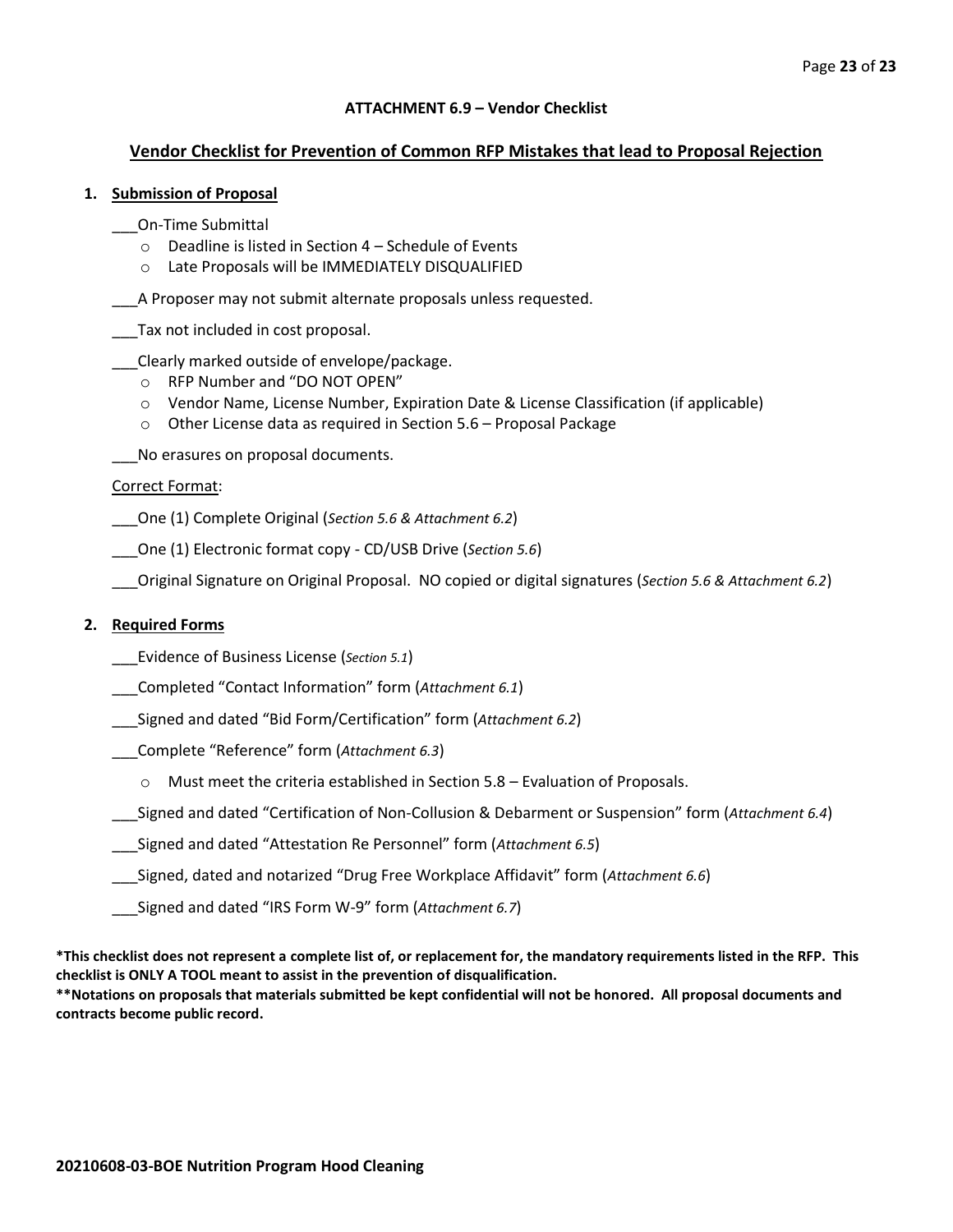**ATTACHMENT 6.9 – Vendor Checklist**

## Vendor Checklist for Prevention of Common RFP Mistakes that lead to Proposal Rejection

1. **Submission of Proposal**

   ___On-Time Submittal
   - Deadline is listed in Section 4 – Schedule of Events
   - Late Proposals will be IMMEDIATELY DISQUALIFIED

   ___A Proposer may not submit alternate proposals unless requested.

   ___Tax not included in cost proposal.

   ___Clearly marked outside of envelope/package.
   - RFP Number and "DO NOT OPEN"
   - Vendor Name, License Number, Expiration Date & License Classification (if applicable)
   - Other License data as required in Section 5.6 – Proposal Package

   ___No erasures on proposal documents.

   Correct Format:

   ___One (1) Complete Original (*Section 5.6 & Attachment 6.2*)

   ___One (1) Electronic format copy - CD/USB Drive (*Section 5.6*)

   ___Original Signature on Original Proposal. NO copied or digital signatures (*Section 5.6 & Attachment 6.2*)

2. **Required Forms**

   ___Evidence of Business License (*Section 5.1*)

   ___Completed "Contact Information" form (*Attachment 6.1*)

   ___Signed and dated "Bid Form/Certification" form (*Attachment 6.2*)

   ___Complete "Reference" form (*Attachment 6.3*)
   - Must meet the criteria established in Section 5.8 – Evaluation of Proposals.

   ___Signed and dated "Certification of Non-Collusion & Debarment or Suspension" form (*Attachment 6.4*)

   ___Signed and dated "Attestation Re Personnel" form (*Attachment 6.5*)

   ___Signed, dated and notarized "Drug Free Workplace Affidavit" form (*Attachment 6.6*)

   ___Signed and dated "IRS Form W-9" form (*Attachment 6.7*)

***This checklist does not represent a complete list of, or replacement for, the mandatory requirements listed in the RFP. This checklist is ONLY A TOOL meant to assist in the prevention of disqualification.**

****Notations on proposals that materials submitted be kept confidential will not be honored. All proposal documents and contracts become public record.**

**20210608-03-BOE Nutrition Program Hood Cleaning**